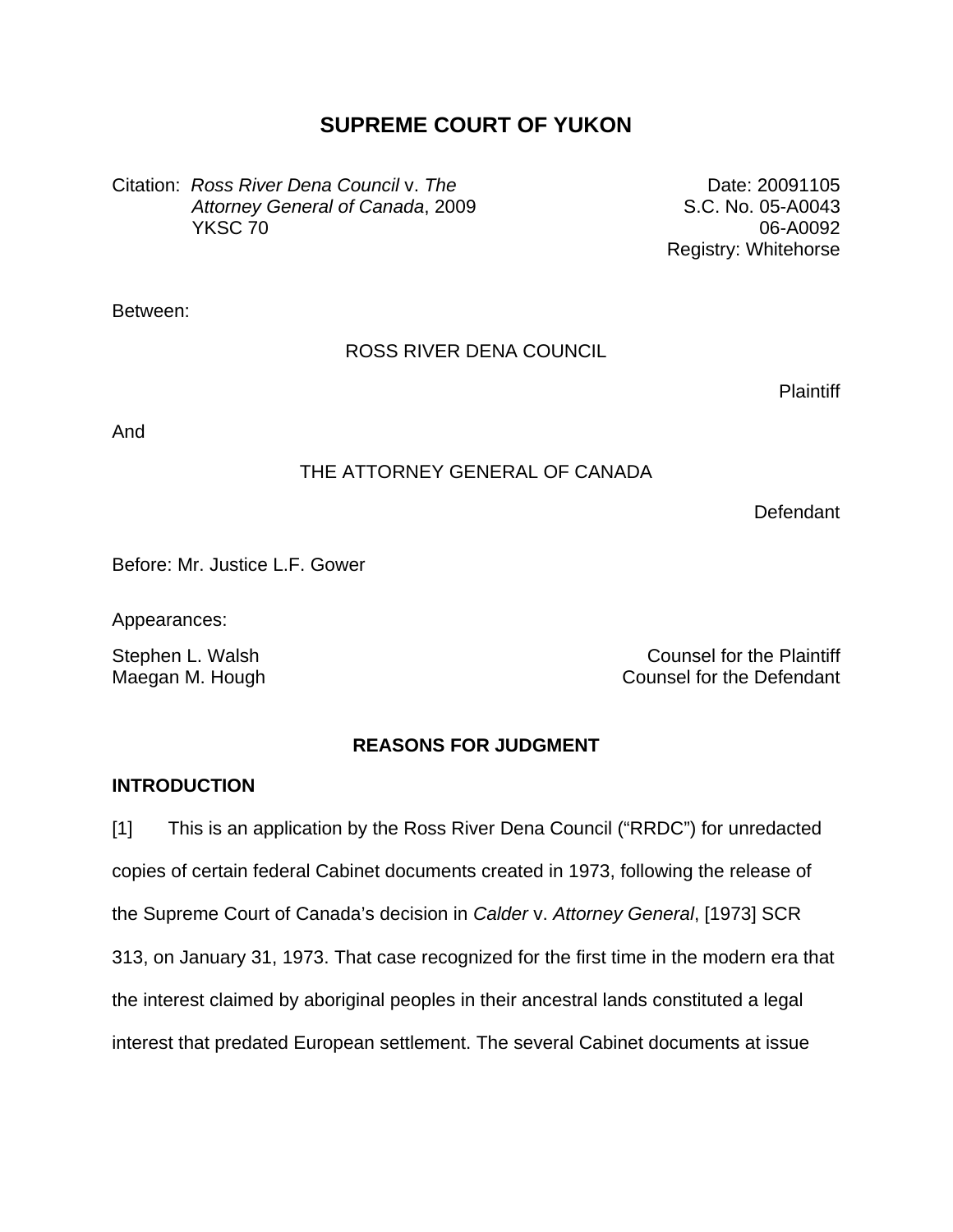# SUPREME COURT OF YUKON

Citation: *Ross River Dena Council* v. *The Attorney General of Canada*, 2009 YKSC 70

Date: 20091105
S.C. No. 05-A0043
06-A0092
Registry: Whitehorse

Between:

ROSS RIVER DENA COUNCIL

Plaintiff

And

THE ATTORNEY GENERAL OF CANADA

Defendant

Before: Mr. Justice L.F. Gower

Appearances:

Stephen L. Walsh — Counsel for the Plaintiff
Maegan M. Hough — Counsel for the Defendant

## REASONS FOR JUDGMENT

### INTRODUCTION

[1] This is an application by the Ross River Dena Council ("RRDC") for unredacted copies of certain federal Cabinet documents created in 1973, following the release of the Supreme Court of Canada's decision in *Calder* v. *Attorney General*, [1973] SCR 313, on January 31, 1973. That case recognized for the first time in the modern era that the interest claimed by aboriginal peoples in their ancestral lands constituted a legal interest that predated European settlement. The several Cabinet documents at issue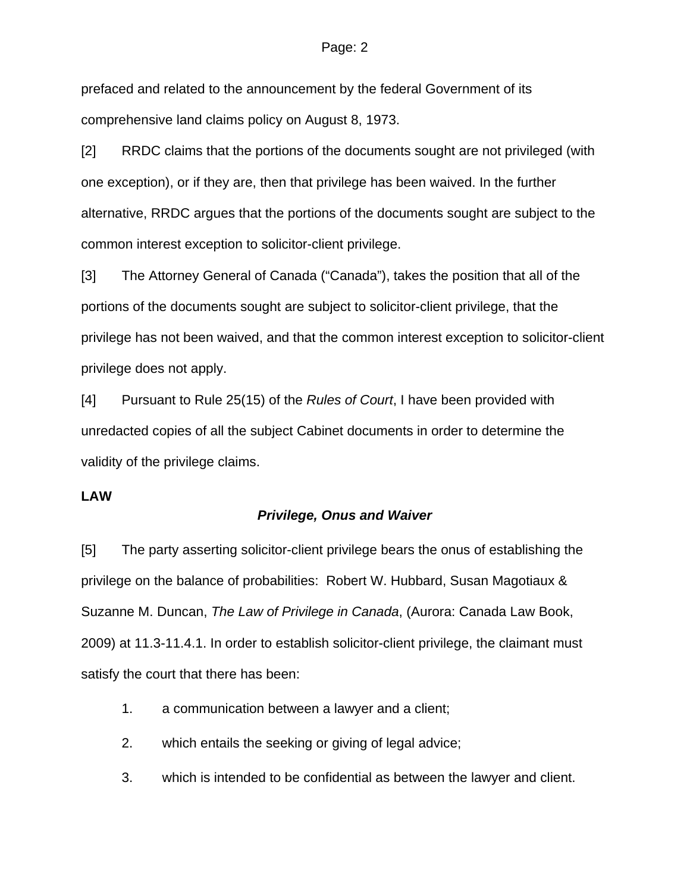prefaced and related to the announcement by the federal Government of its comprehensive land claims policy on August 8, 1973.

[2] RRDC claims that the portions of the documents sought are not privileged (with one exception), or if they are, then that privilege has been waived. In the further alternative, RRDC argues that the portions of the documents sought are subject to the common interest exception to solicitor-client privilege.

[3] The Attorney General of Canada ("Canada"), takes the position that all of the portions of the documents sought are subject to solicitor-client privilege, that the privilege has not been waived, and that the common interest exception to solicitor-client privilege does not apply.

[4] Pursuant to Rule 25(15) of the *Rules of Court*, I have been provided with unredacted copies of all the subject Cabinet documents in order to determine the validity of the privilege claims.

**LAW**

***Privilege, Onus and Waiver***

[5] The party asserting solicitor-client privilege bears the onus of establishing the privilege on the balance of probabilities: Robert W. Hubbard, Susan Magotiaux & Suzanne M. Duncan, *The Law of Privilege in Canada*, (Aurora: Canada Law Book, 2009) at 11.3-11.4.1. In order to establish solicitor-client privilege, the claimant must satisfy the court that there has been:

1. a communication between a lawyer and a client;
2. which entails the seeking or giving of legal advice;
3. which is intended to be confidential as between the lawyer and client.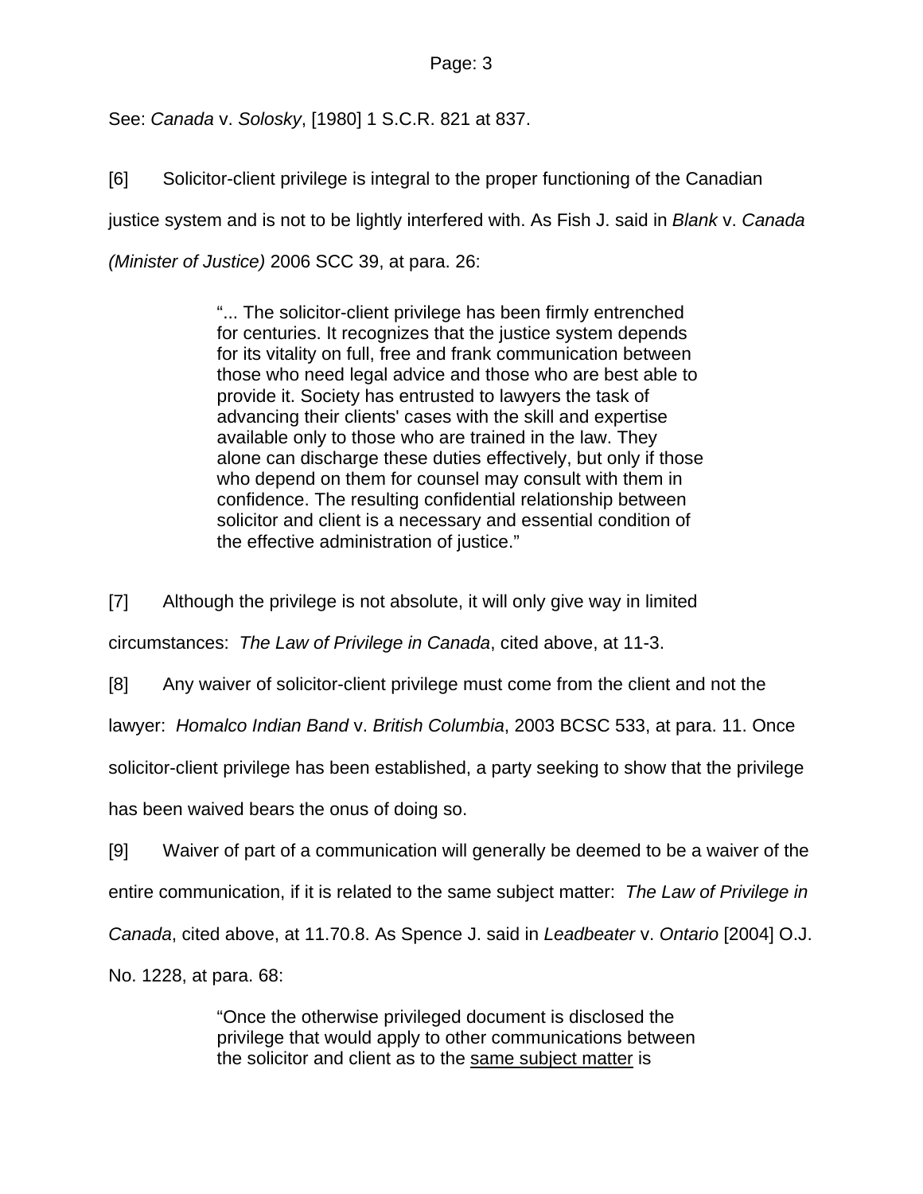See: *Canada* v. *Solosky*, [1980] 1 S.C.R. 821 at 837.

[6] Solicitor-client privilege is integral to the proper functioning of the Canadian justice system and is not to be lightly interfered with. As Fish J. said in *Blank* v. *Canada (Minister of Justice)* 2006 SCC 39, at para. 26:

> "... The solicitor-client privilege has been firmly entrenched for centuries. It recognizes that the justice system depends for its vitality on full, free and frank communication between those who need legal advice and those who are best able to provide it. Society has entrusted to lawyers the task of advancing their clients' cases with the skill and expertise available only to those who are trained in the law. They alone can discharge these duties effectively, but only if those who depend on them for counsel may consult with them in confidence. The resulting confidential relationship between solicitor and client is a necessary and essential condition of the effective administration of justice."

[7] Although the privilege is not absolute, it will only give way in limited circumstances: *The Law of Privilege in Canada*, cited above, at 11-3.

[8] Any waiver of solicitor-client privilege must come from the client and not the lawyer: *Homalco Indian Band* v. *British Columbia*, 2003 BCSC 533, at para. 11. Once solicitor-client privilege has been established, a party seeking to show that the privilege has been waived bears the onus of doing so.

[9] Waiver of part of a communication will generally be deemed to be a waiver of the entire communication, if it is related to the same subject matter: *The Law of Privilege in Canada*, cited above, at 11.70.8. As Spence J. said in *Leadbeater* v. *Ontario* [2004] O.J. No. 1228, at para. 68:

> "Once the otherwise privileged document is disclosed the privilege that would apply to other communications between the solicitor and client as to the <u>same subject matter</u> is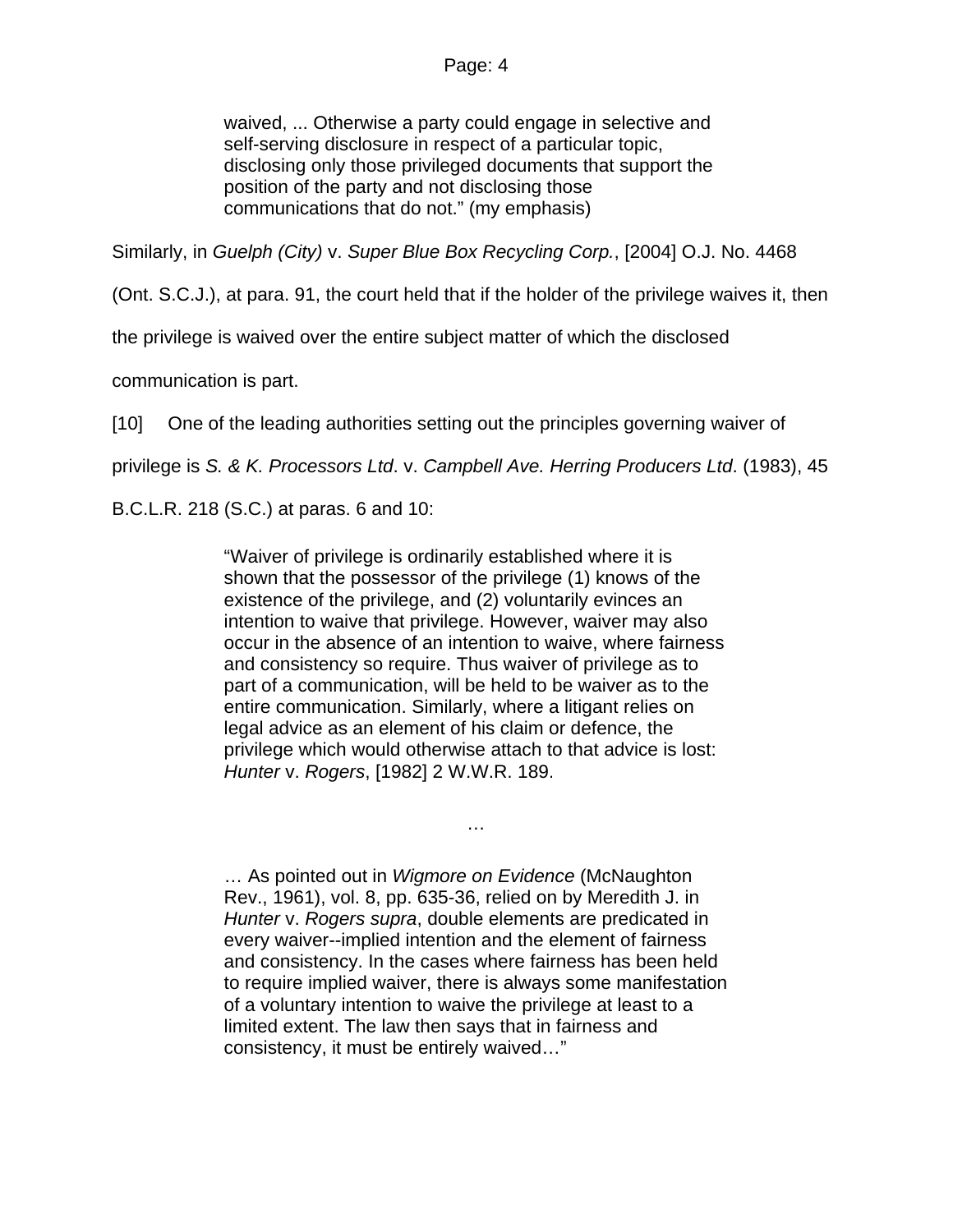> waived, ... Otherwise a party could engage in selective and self-serving disclosure in respect of a particular topic, disclosing only those privileged documents that support the position of the party and not disclosing those communications that do not." (my emphasis)

Similarly, in *Guelph (City)* v. *Super Blue Box Recycling Corp.*, [2004] O.J. No. 4468 (Ont. S.C.J.), at para. 91, the court held that if the holder of the privilege waives it, then the privilege is waived over the entire subject matter of which the disclosed communication is part.

[10] One of the leading authorities setting out the principles governing waiver of privilege is *S. & K. Processors Ltd*. v. *Campbell Ave. Herring Producers Ltd*. (1983), 45 B.C.L.R. 218 (S.C.) at paras. 6 and 10:

> "Waiver of privilege is ordinarily established where it is shown that the possessor of the privilege (1) knows of the existence of the privilege, and (2) voluntarily evinces an intention to waive that privilege. However, waiver may also occur in the absence of an intention to waive, where fairness and consistency so require. Thus waiver of privilege as to part of a communication, will be held to be waiver as to the entire communication. Similarly, where a litigant relies on legal advice as an element of his claim or defence, the privilege which would otherwise attach to that advice is lost: *Hunter* v. *Rogers*, [1982] 2 W.W.R. 189.
>
> …
>
> … As pointed out in *Wigmore on Evidence* (McNaughton Rev., 1961), vol. 8, pp. 635-36, relied on by Meredith J. in *Hunter* v. *Rogers supra*, double elements are predicated in every waiver--implied intention and the element of fairness and consistency. In the cases where fairness has been held to require implied waiver, there is always some manifestation of a voluntary intention to waive the privilege at least to a limited extent. The law then says that in fairness and consistency, it must be entirely waived…"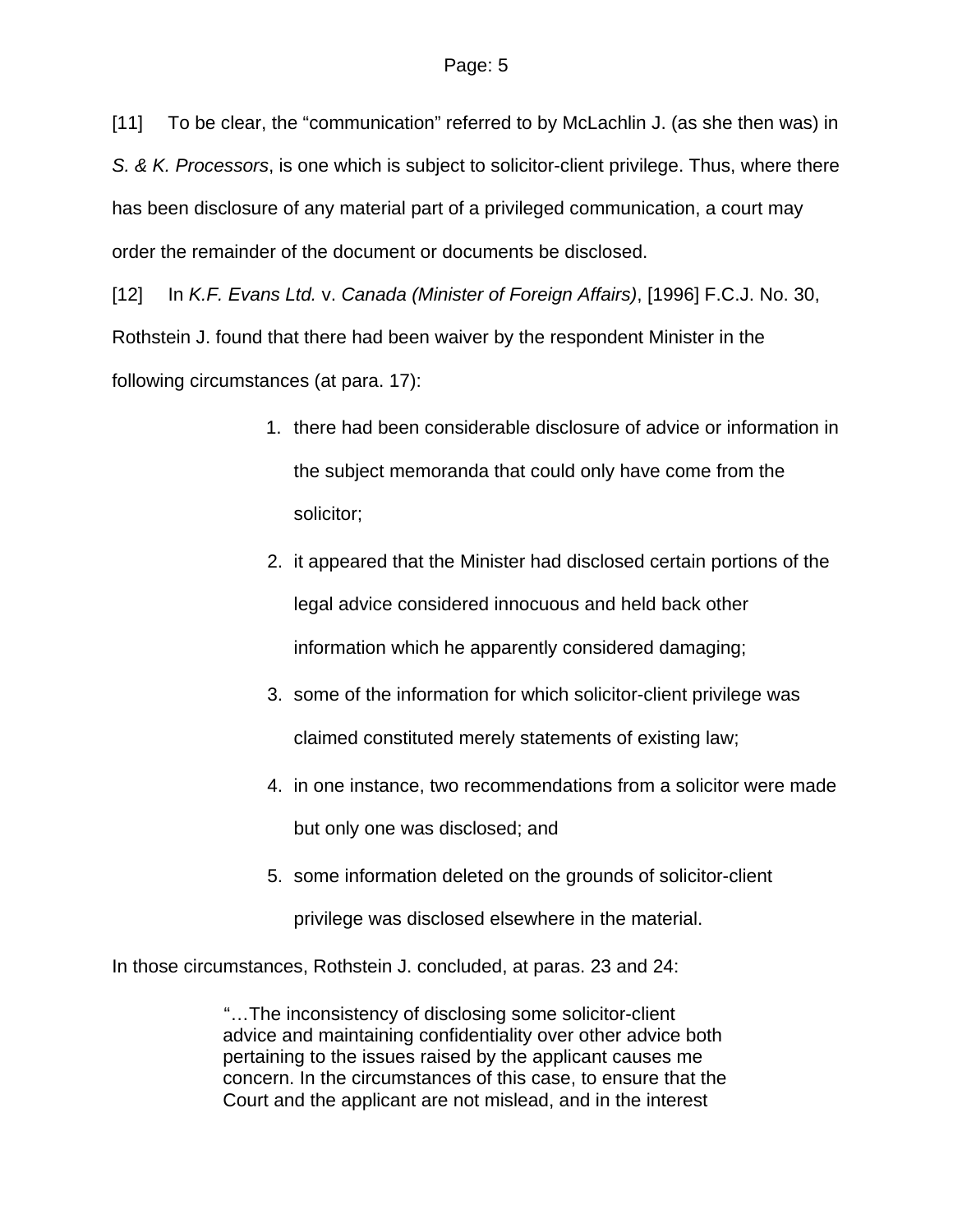[11] To be clear, the "communication" referred to by McLachlin J. (as she then was) in *S. & K. Processors*, is one which is subject to solicitor-client privilege. Thus, where there has been disclosure of any material part of a privileged communication, a court may order the remainder of the document or documents be disclosed.

[12] In *K.F. Evans Ltd.* v. *Canada (Minister of Foreign Affairs)*, [1996] F.C.J. No. 30, Rothstein J. found that there had been waiver by the respondent Minister in the following circumstances (at para. 17):

1. there had been considerable disclosure of advice or information in the subject memoranda that could only have come from the solicitor;
2. it appeared that the Minister had disclosed certain portions of the legal advice considered innocuous and held back other information which he apparently considered damaging;
3. some of the information for which solicitor-client privilege was claimed constituted merely statements of existing law;
4. in one instance, two recommendations from a solicitor were made but only one was disclosed; and
5. some information deleted on the grounds of solicitor-client privilege was disclosed elsewhere in the material.

In those circumstances, Rothstein J. concluded, at paras. 23 and 24:

> "…The inconsistency of disclosing some solicitor-client advice and maintaining confidentiality over other advice both pertaining to the issues raised by the applicant causes me concern. In the circumstances of this case, to ensure that the Court and the applicant are not mislead, and in the interest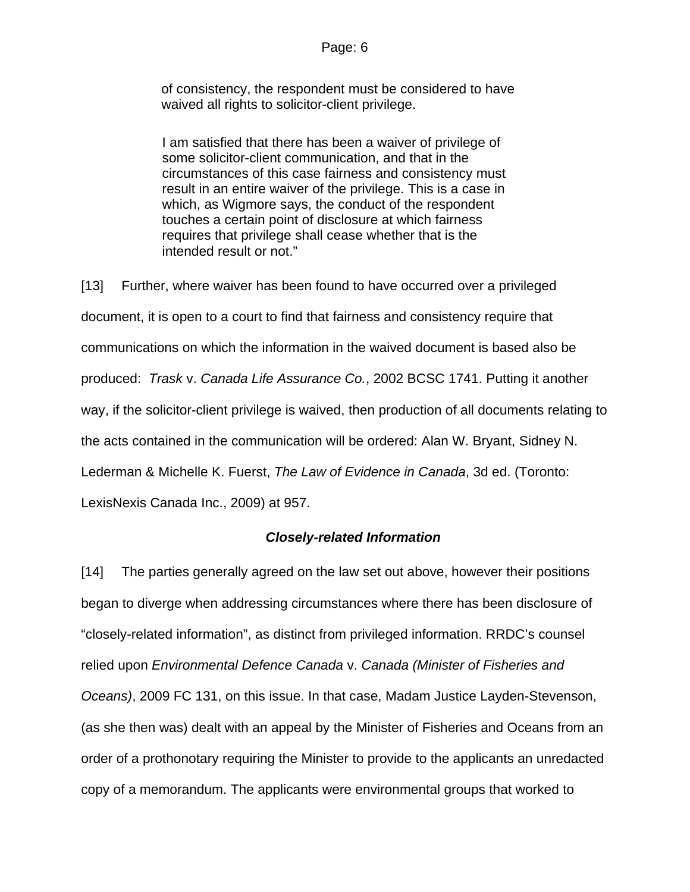> of consistency, the respondent must be considered to have waived all rights to solicitor-client privilege.
>
> I am satisfied that there has been a waiver of privilege of some solicitor-client communication, and that in the circumstances of this case fairness and consistency must result in an entire waiver of the privilege. This is a case in which, as Wigmore says, the conduct of the respondent touches a certain point of disclosure at which fairness requires that privilege shall cease whether that is the intended result or not."

[13] Further, where waiver has been found to have occurred over a privileged document, it is open to a court to find that fairness and consistency require that communications on which the information in the waived document is based also be produced: *Trask* v. *Canada Life Assurance Co.*, 2002 BCSC 1741. Putting it another way, if the solicitor-client privilege is waived, then production of all documents relating to the acts contained in the communication will be ordered: Alan W. Bryant, Sidney N. Lederman & Michelle K. Fuerst, *The Law of Evidence in Canada*, 3d ed. (Toronto: LexisNexis Canada Inc., 2009) at 957.

### *Closely-related Information*

[14] The parties generally agreed on the law set out above, however their positions began to diverge when addressing circumstances where there has been disclosure of "closely-related information", as distinct from privileged information. RRDC's counsel relied upon *Environmental Defence Canada* v. *Canada (Minister of Fisheries and Oceans)*, 2009 FC 131, on this issue. In that case, Madam Justice Layden-Stevenson, (as she then was) dealt with an appeal by the Minister of Fisheries and Oceans from an order of a prothonotary requiring the Minister to provide to the applicants an unredacted copy of a memorandum. The applicants were environmental groups that worked to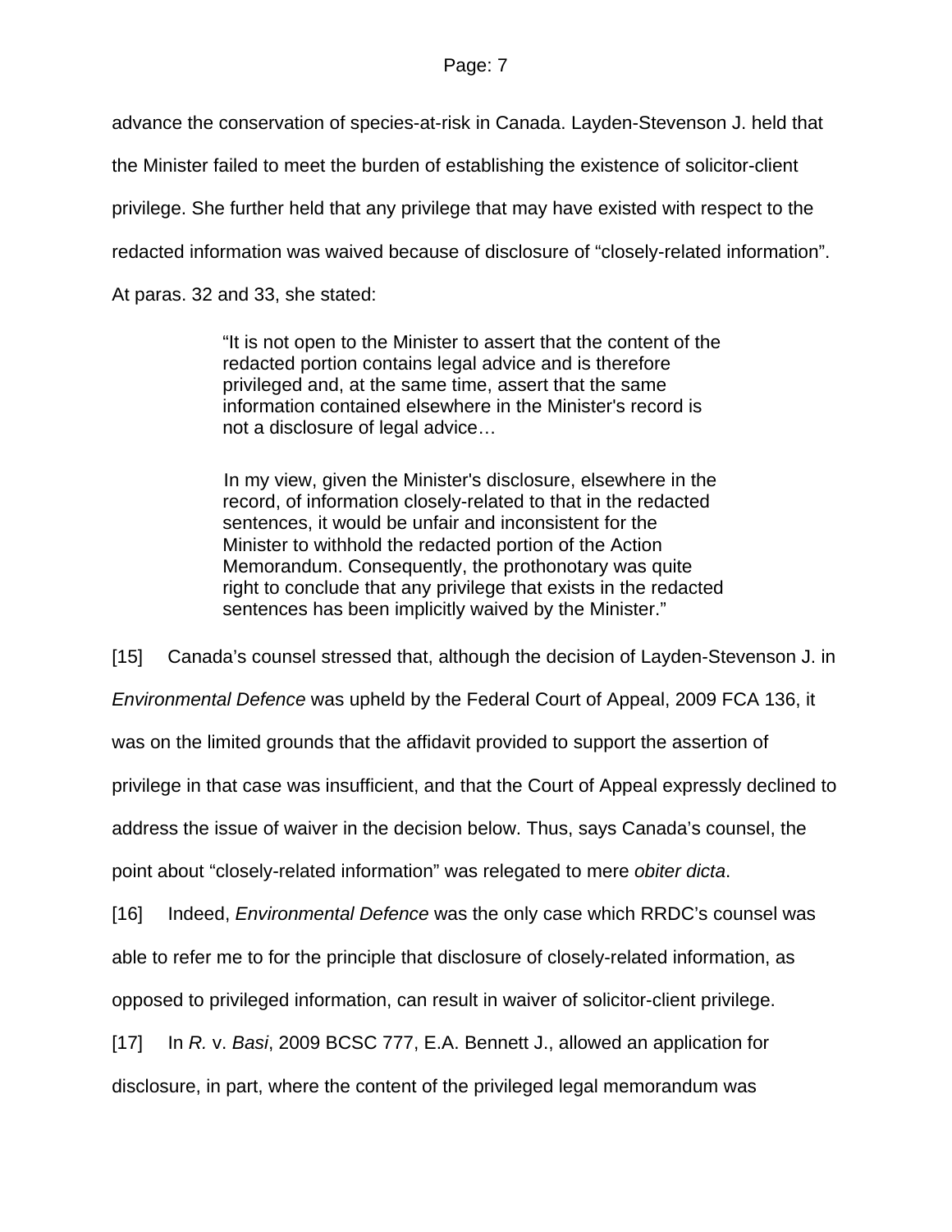advance the conservation of species-at-risk in Canada. Layden-Stevenson J. held that the Minister failed to meet the burden of establishing the existence of solicitor-client privilege. She further held that any privilege that may have existed with respect to the redacted information was waived because of disclosure of "closely-related information". At paras. 32 and 33, she stated:

> "It is not open to the Minister to assert that the content of the redacted portion contains legal advice and is therefore privileged and, at the same time, assert that the same information contained elsewhere in the Minister's record is not a disclosure of legal advice…
>
> In my view, given the Minister's disclosure, elsewhere in the record, of information closely-related to that in the redacted sentences, it would be unfair and inconsistent for the Minister to withhold the redacted portion of the Action Memorandum. Consequently, the prothonotary was quite right to conclude that any privilege that exists in the redacted sentences has been implicitly waived by the Minister."

[15] Canada's counsel stressed that, although the decision of Layden-Stevenson J. in *Environmental Defence* was upheld by the Federal Court of Appeal, 2009 FCA 136, it was on the limited grounds that the affidavit provided to support the assertion of privilege in that case was insufficient, and that the Court of Appeal expressly declined to address the issue of waiver in the decision below. Thus, says Canada's counsel, the point about "closely-related information" was relegated to mere *obiter dicta*.

[16] Indeed, *Environmental Defence* was the only case which RRDC's counsel was able to refer me to for the principle that disclosure of closely-related information, as opposed to privileged information, can result in waiver of solicitor-client privilege.

[17] In *R.* v. *Basi*, 2009 BCSC 777, E.A. Bennett J., allowed an application for disclosure, in part, where the content of the privileged legal memorandum was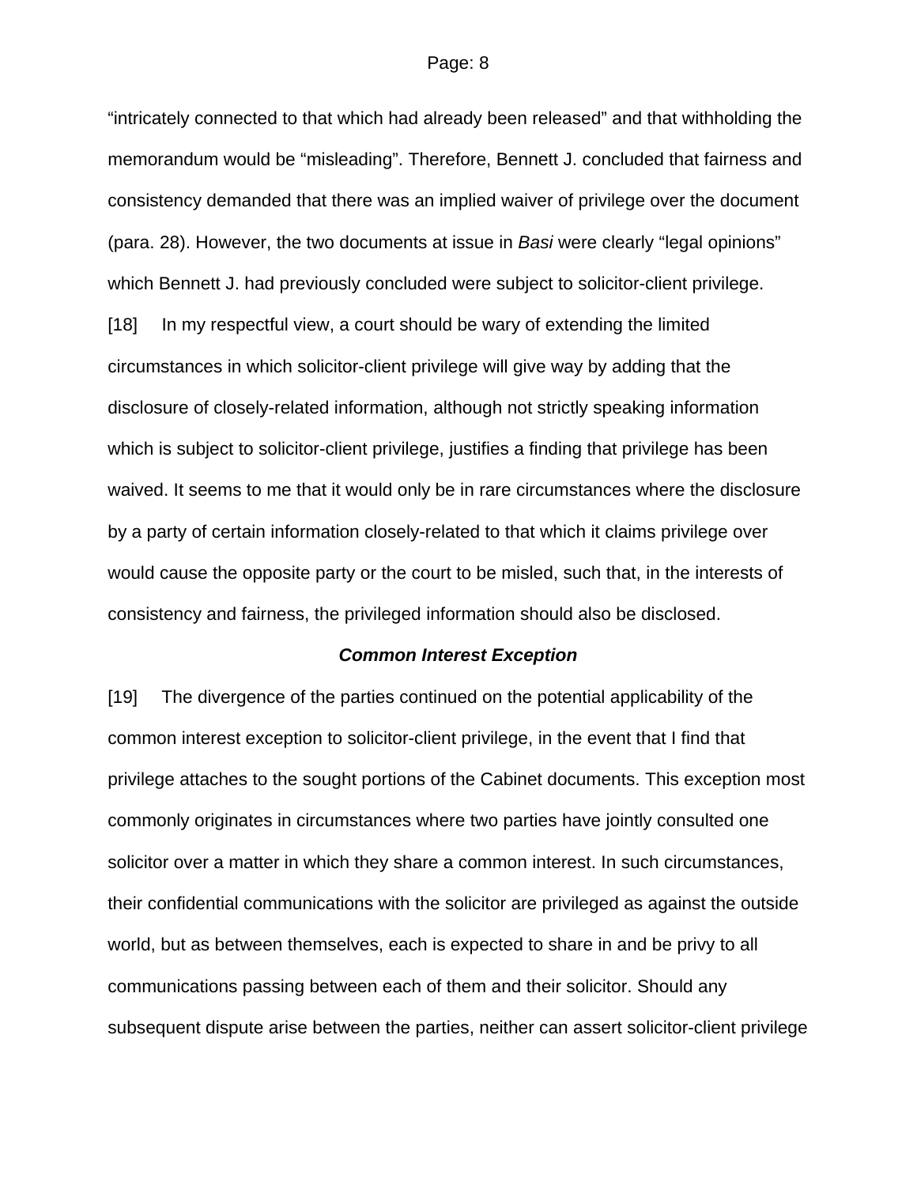"intricately connected to that which had already been released" and that withholding the memorandum would be "misleading". Therefore, Bennett J. concluded that fairness and consistency demanded that there was an implied waiver of privilege over the document (para. 28). However, the two documents at issue in *Basi* were clearly "legal opinions" which Bennett J. had previously concluded were subject to solicitor-client privilege.

[18] In my respectful view, a court should be wary of extending the limited circumstances in which solicitor-client privilege will give way by adding that the disclosure of closely-related information, although not strictly speaking information which is subject to solicitor-client privilege, justifies a finding that privilege has been waived. It seems to me that it would only be in rare circumstances where the disclosure by a party of certain information closely-related to that which it claims privilege over would cause the opposite party or the court to be misled, such that, in the interests of consistency and fairness, the privileged information should also be disclosed.

### *Common Interest Exception*

[19] The divergence of the parties continued on the potential applicability of the common interest exception to solicitor-client privilege, in the event that I find that privilege attaches to the sought portions of the Cabinet documents. This exception most commonly originates in circumstances where two parties have jointly consulted one solicitor over a matter in which they share a common interest. In such circumstances, their confidential communications with the solicitor are privileged as against the outside world, but as between themselves, each is expected to share in and be privy to all communications passing between each of them and their solicitor. Should any subsequent dispute arise between the parties, neither can assert solicitor-client privilege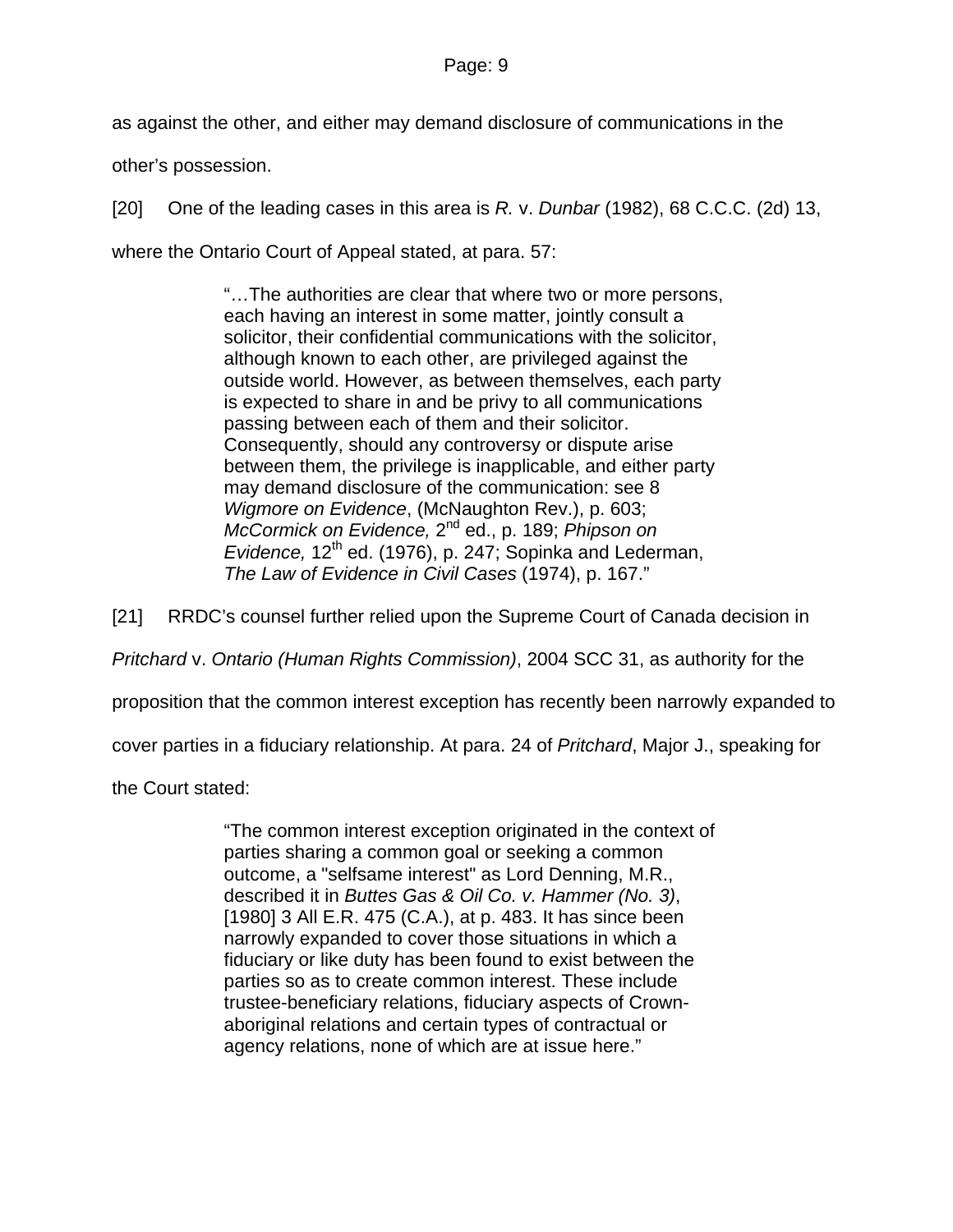as against the other, and either may demand disclosure of communications in the other's possession.

[20] One of the leading cases in this area is *R.* v. *Dunbar* (1982), 68 C.C.C. (2d) 13, where the Ontario Court of Appeal stated, at para. 57:

> "…The authorities are clear that where two or more persons, each having an interest in some matter, jointly consult a solicitor, their confidential communications with the solicitor, although known to each other, are privileged against the outside world. However, as between themselves, each party is expected to share in and be privy to all communications passing between each of them and their solicitor. Consequently, should any controversy or dispute arise between them, the privilege is inapplicable, and either party may demand disclosure of the communication: see 8 *Wigmore on Evidence*, (McNaughton Rev.), p. 603; *McCormick on Evidence,* 2nd ed., p. 189; *Phipson on Evidence,* 12th ed. (1976), p. 247; Sopinka and Lederman, *The Law of Evidence in Civil Cases* (1974), p. 167."

[21] RRDC's counsel further relied upon the Supreme Court of Canada decision in *Pritchard* v. *Ontario (Human Rights Commission)*, 2004 SCC 31, as authority for the proposition that the common interest exception has recently been narrowly expanded to cover parties in a fiduciary relationship. At para. 24 of *Pritchard*, Major J., speaking for the Court stated:

> "The common interest exception originated in the context of parties sharing a common goal or seeking a common outcome, a "selfsame interest" as Lord Denning, M.R., described it in *Buttes Gas & Oil Co. v. Hammer (No. 3)*, [1980] 3 All E.R. 475 (C.A.), at p. 483. It has since been narrowly expanded to cover those situations in which a fiduciary or like duty has been found to exist between the parties so as to create common interest. These include trustee-beneficiary relations, fiduciary aspects of Crown-aboriginal relations and certain types of contractual or agency relations, none of which are at issue here."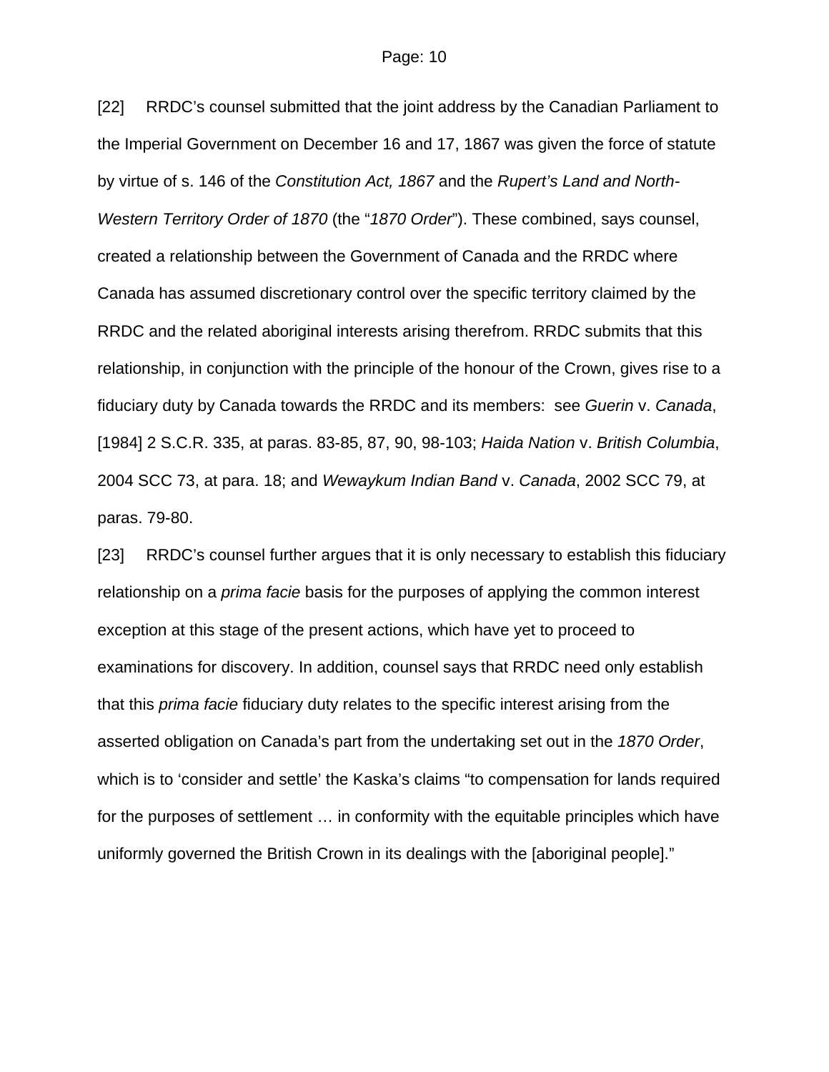[22] RRDC's counsel submitted that the joint address by the Canadian Parliament to the Imperial Government on December 16 and 17, 1867 was given the force of statute by virtue of s. 146 of the *Constitution Act, 1867* and the *Rupert's Land and North-Western Territory Order of 1870* (the "*1870 Order*"). These combined, says counsel, created a relationship between the Government of Canada and the RRDC where Canada has assumed discretionary control over the specific territory claimed by the RRDC and the related aboriginal interests arising therefrom. RRDC submits that this relationship, in conjunction with the principle of the honour of the Crown, gives rise to a fiduciary duty by Canada towards the RRDC and its members: see *Guerin* v. *Canada*, [1984] 2 S.C.R. 335, at paras. 83-85, 87, 90, 98-103; *Haida Nation* v. *British Columbia*, 2004 SCC 73, at para. 18; and *Wewaykum Indian Band* v. *Canada*, 2002 SCC 79, at paras. 79-80.

[23] RRDC's counsel further argues that it is only necessary to establish this fiduciary relationship on a *prima facie* basis for the purposes of applying the common interest exception at this stage of the present actions, which have yet to proceed to examinations for discovery. In addition, counsel says that RRDC need only establish that this *prima facie* fiduciary duty relates to the specific interest arising from the asserted obligation on Canada's part from the undertaking set out in the *1870 Order*, which is to 'consider and settle' the Kaska's claims "to compensation for lands required for the purposes of settlement … in conformity with the equitable principles which have uniformly governed the British Crown in its dealings with the [aboriginal people]."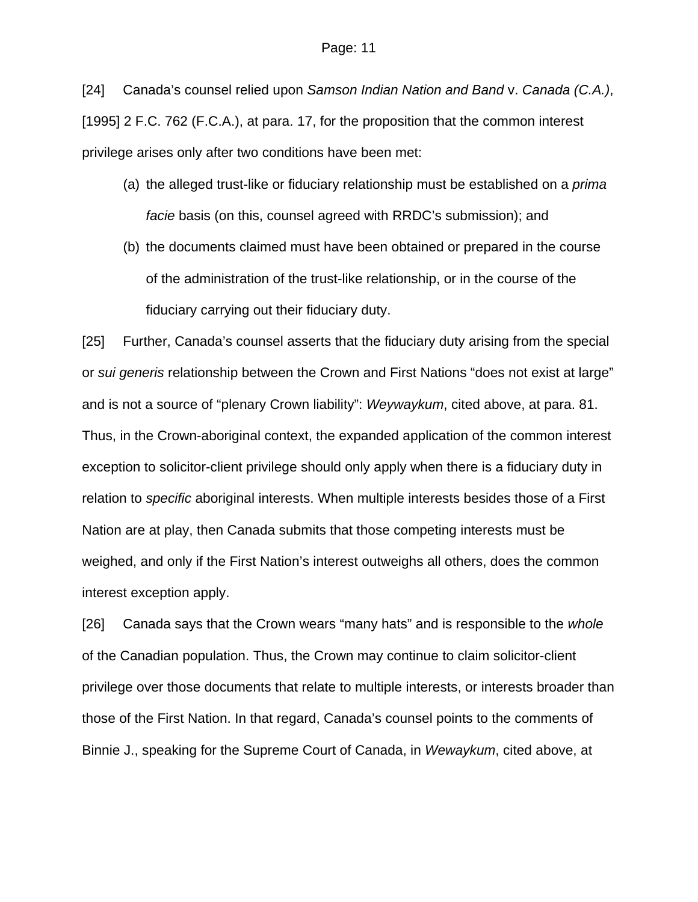[24] Canada's counsel relied upon *Samson Indian Nation and Band* v. *Canada (C.A.)*, [1995] 2 F.C. 762 (F.C.A.), at para. 17, for the proposition that the common interest privilege arises only after two conditions have been met:

(a) the alleged trust-like or fiduciary relationship must be established on a *prima facie* basis (on this, counsel agreed with RRDC's submission); and

(b) the documents claimed must have been obtained or prepared in the course of the administration of the trust-like relationship, or in the course of the fiduciary carrying out their fiduciary duty.

[25] Further, Canada's counsel asserts that the fiduciary duty arising from the special or *sui generis* relationship between the Crown and First Nations "does not exist at large" and is not a source of "plenary Crown liability": *Weywaykum*, cited above, at para. 81. Thus, in the Crown-aboriginal context, the expanded application of the common interest exception to solicitor-client privilege should only apply when there is a fiduciary duty in relation to *specific* aboriginal interests. When multiple interests besides those of a First Nation are at play, then Canada submits that those competing interests must be weighed, and only if the First Nation's interest outweighs all others, does the common interest exception apply.

[26] Canada says that the Crown wears "many hats" and is responsible to the *whole* of the Canadian population. Thus, the Crown may continue to claim solicitor-client privilege over those documents that relate to multiple interests, or interests broader than those of the First Nation. In that regard, Canada's counsel points to the comments of Binnie J., speaking for the Supreme Court of Canada, in *Wewaykum*, cited above, at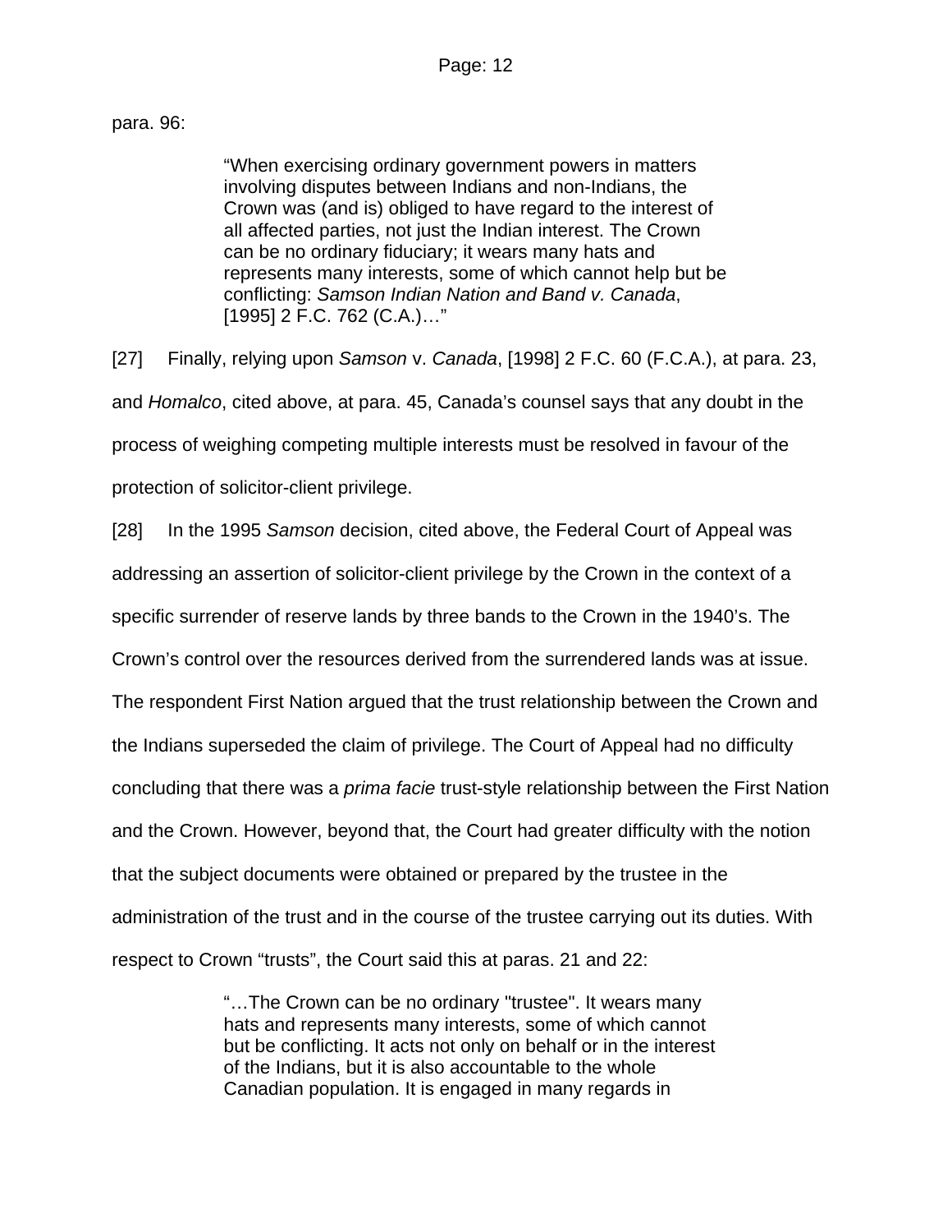para. 96:

> "When exercising ordinary government powers in matters involving disputes between Indians and non-Indians, the Crown was (and is) obliged to have regard to the interest of all affected parties, not just the Indian interest. The Crown can be no ordinary fiduciary; it wears many hats and represents many interests, some of which cannot help but be conflicting: *Samson Indian Nation and Band v. Canada*, [1995] 2 F.C. 762 (C.A.)…"

[27] Finally, relying upon *Samson* v. *Canada*, [1998] 2 F.C. 60 (F.C.A.), at para. 23, and *Homalco*, cited above, at para. 45, Canada's counsel says that any doubt in the process of weighing competing multiple interests must be resolved in favour of the protection of solicitor-client privilege.

[28] In the 1995 *Samson* decision, cited above, the Federal Court of Appeal was addressing an assertion of solicitor-client privilege by the Crown in the context of a specific surrender of reserve lands by three bands to the Crown in the 1940's. The Crown's control over the resources derived from the surrendered lands was at issue. The respondent First Nation argued that the trust relationship between the Crown and the Indians superseded the claim of privilege. The Court of Appeal had no difficulty concluding that there was a *prima facie* trust-style relationship between the First Nation and the Crown. However, beyond that, the Court had greater difficulty with the notion that the subject documents were obtained or prepared by the trustee in the administration of the trust and in the course of the trustee carrying out its duties. With respect to Crown "trusts", the Court said this at paras. 21 and 22:

> "…The Crown can be no ordinary "trustee". It wears many hats and represents many interests, some of which cannot but be conflicting. It acts not only on behalf or in the interest of the Indians, but it is also accountable to the whole Canadian population. It is engaged in many regards in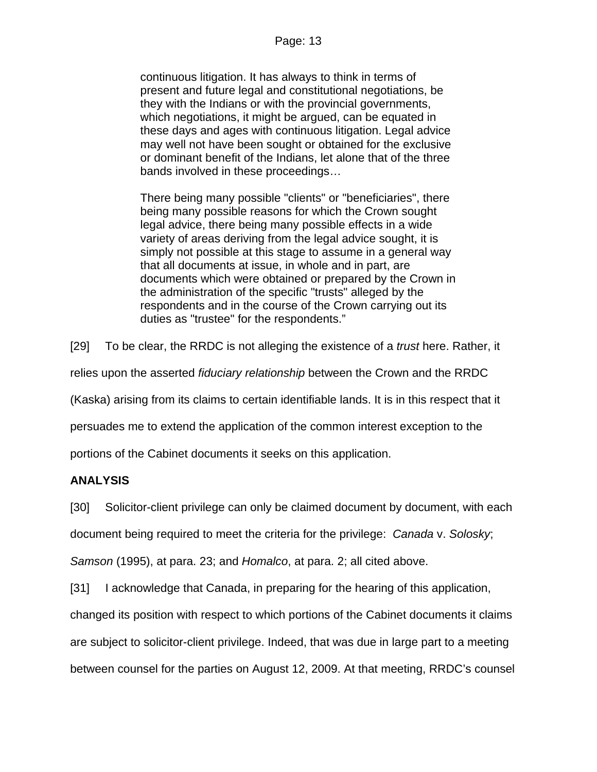> continuous litigation. It has always to think in terms of present and future legal and constitutional negotiations, be they with the Indians or with the provincial governments, which negotiations, it might be argued, can be equated in these days and ages with continuous litigation. Legal advice may well not have been sought or obtained for the exclusive or dominant benefit of the Indians, let alone that of the three bands involved in these proceedings…
>
> There being many possible "clients" or "beneficiaries", there being many possible reasons for which the Crown sought legal advice, there being many possible effects in a wide variety of areas deriving from the legal advice sought, it is simply not possible at this stage to assume in a general way that all documents at issue, in whole and in part, are documents which were obtained or prepared by the Crown in the administration of the specific "trusts" alleged by the respondents and in the course of the Crown carrying out its duties as "trustee" for the respondents."

[29] To be clear, the RRDC is not alleging the existence of a *trust* here. Rather, it relies upon the asserted *fiduciary relationship* between the Crown and the RRDC (Kaska) arising from its claims to certain identifiable lands. It is in this respect that it persuades me to extend the application of the common interest exception to the portions of the Cabinet documents it seeks on this application.

**ANALYSIS**

[30] Solicitor-client privilege can only be claimed document by document, with each document being required to meet the criteria for the privilege: *Canada* v. *Solosky*; *Samson* (1995), at para. 23; and *Homalco*, at para. 2; all cited above.

[31] I acknowledge that Canada, in preparing for the hearing of this application, changed its position with respect to which portions of the Cabinet documents it claims are subject to solicitor-client privilege. Indeed, that was due in large part to a meeting between counsel for the parties on August 12, 2009. At that meeting, RRDC's counsel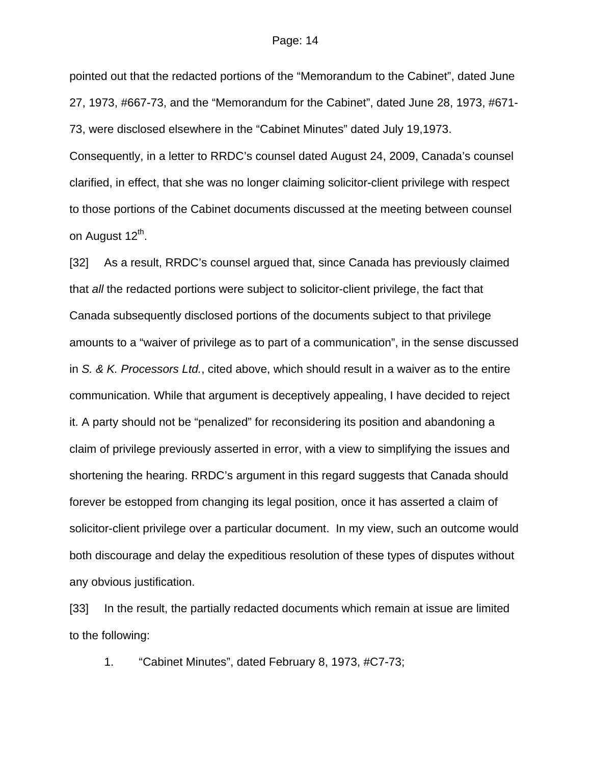pointed out that the redacted portions of the "Memorandum to the Cabinet", dated June 27, 1973, #667-73, and the "Memorandum for the Cabinet", dated June 28, 1973, #671-73, were disclosed elsewhere in the "Cabinet Minutes" dated July 19,1973. Consequently, in a letter to RRDC's counsel dated August 24, 2009, Canada's counsel clarified, in effect, that she was no longer claiming solicitor-client privilege with respect to those portions of the Cabinet documents discussed at the meeting between counsel on August 12th.

[32] As a result, RRDC's counsel argued that, since Canada has previously claimed that *all* the redacted portions were subject to solicitor-client privilege, the fact that Canada subsequently disclosed portions of the documents subject to that privilege amounts to a "waiver of privilege as to part of a communication", in the sense discussed in *S. & K. Processors Ltd.*, cited above, which should result in a waiver as to the entire communication. While that argument is deceptively appealing, I have decided to reject it. A party should not be "penalized" for reconsidering its position and abandoning a claim of privilege previously asserted in error, with a view to simplifying the issues and shortening the hearing. RRDC's argument in this regard suggests that Canada should forever be estopped from changing its legal position, once it has asserted a claim of solicitor-client privilege over a particular document. In my view, such an outcome would both discourage and delay the expeditious resolution of these types of disputes without any obvious justification.

[33] In the result, the partially redacted documents which remain at issue are limited to the following:

1. "Cabinet Minutes", dated February 8, 1973, #C7-73;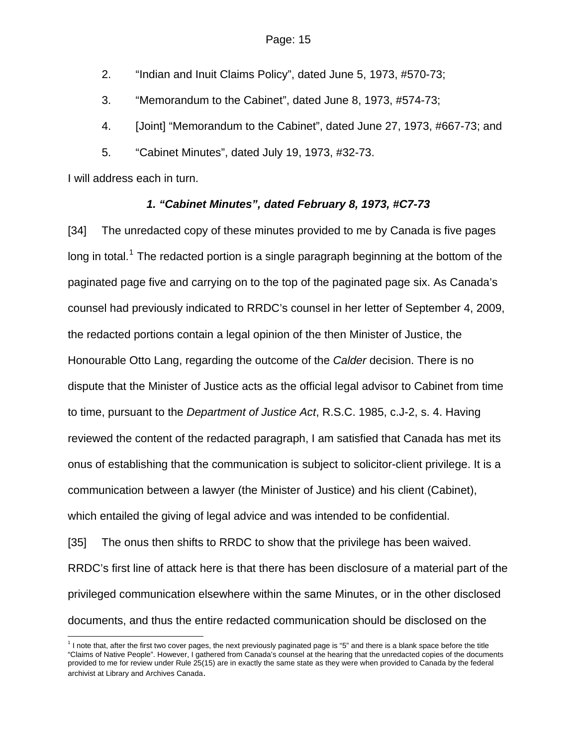2. "Indian and Inuit Claims Policy", dated June 5, 1973, #570-73;

3. "Memorandum to the Cabinet", dated June 8, 1973, #574-73;

4. [Joint] "Memorandum to the Cabinet", dated June 27, 1973, #667-73; and

5. "Cabinet Minutes", dated July 19, 1973, #32-73.

I will address each in turn.

### *1. "Cabinet Minutes", dated February 8, 1973, #C7-73*

[34] The unredacted copy of these minutes provided to me by Canada is five pages long in total.[1] The redacted portion is a single paragraph beginning at the bottom of the paginated page five and carrying on to the top of the paginated page six. As Canada's counsel had previously indicated to RRDC's counsel in her letter of September 4, 2009, the redacted portions contain a legal opinion of the then Minister of Justice, the Honourable Otto Lang, regarding the outcome of the *Calder* decision. There is no dispute that the Minister of Justice acts as the official legal advisor to Cabinet from time to time, pursuant to the *Department of Justice Act*, R.S.C. 1985, c.J-2, s. 4. Having reviewed the content of the redacted paragraph, I am satisfied that Canada has met its onus of establishing that the communication is subject to solicitor-client privilege. It is a communication between a lawyer (the Minister of Justice) and his client (Cabinet), which entailed the giving of legal advice and was intended to be confidential.

[35] The onus then shifts to RRDC to show that the privilege has been waived. RRDC's first line of attack here is that there has been disclosure of a material part of the privileged communication elsewhere within the same Minutes, or in the other disclosed documents, and thus the entire redacted communication should be disclosed on the

[1] I note that, after the first two cover pages, the next previously paginated page is "5" and there is a blank space before the title "Claims of Native People". However, I gathered from Canada's counsel at the hearing that the unredacted copies of the documents provided to me for review under Rule 25(15) are in exactly the same state as they were when provided to Canada by the federal archivist at Library and Archives Canada.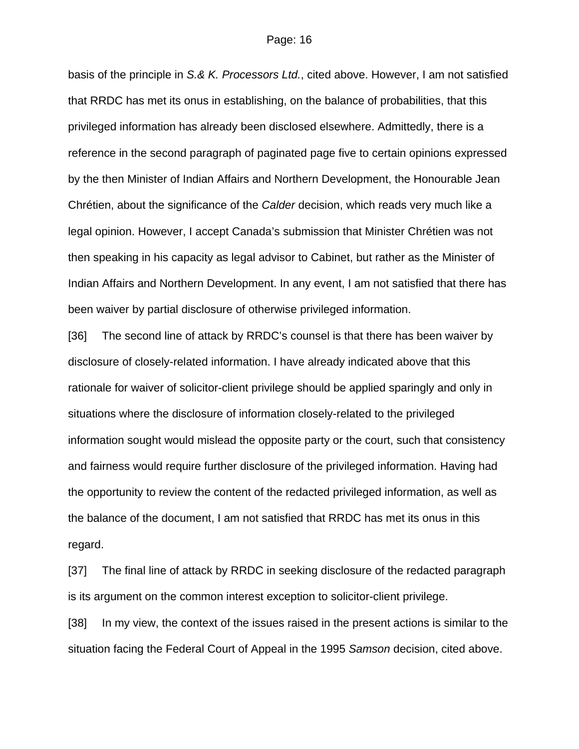basis of the principle in *S.& K. Processors Ltd.*, cited above. However, I am not satisfied that RRDC has met its onus in establishing, on the balance of probabilities, that this privileged information has already been disclosed elsewhere. Admittedly, there is a reference in the second paragraph of paginated page five to certain opinions expressed by the then Minister of Indian Affairs and Northern Development, the Honourable Jean Chrétien, about the significance of the *Calder* decision, which reads very much like a legal opinion. However, I accept Canada's submission that Minister Chrétien was not then speaking in his capacity as legal advisor to Cabinet, but rather as the Minister of Indian Affairs and Northern Development. In any event, I am not satisfied that there has been waiver by partial disclosure of otherwise privileged information.

[36] The second line of attack by RRDC's counsel is that there has been waiver by disclosure of closely-related information. I have already indicated above that this rationale for waiver of solicitor-client privilege should be applied sparingly and only in situations where the disclosure of information closely-related to the privileged information sought would mislead the opposite party or the court, such that consistency and fairness would require further disclosure of the privileged information. Having had the opportunity to review the content of the redacted privileged information, as well as the balance of the document, I am not satisfied that RRDC has met its onus in this regard.

[37] The final line of attack by RRDC in seeking disclosure of the redacted paragraph is its argument on the common interest exception to solicitor-client privilege.

[38] In my view, the context of the issues raised in the present actions is similar to the situation facing the Federal Court of Appeal in the 1995 *Samson* decision, cited above.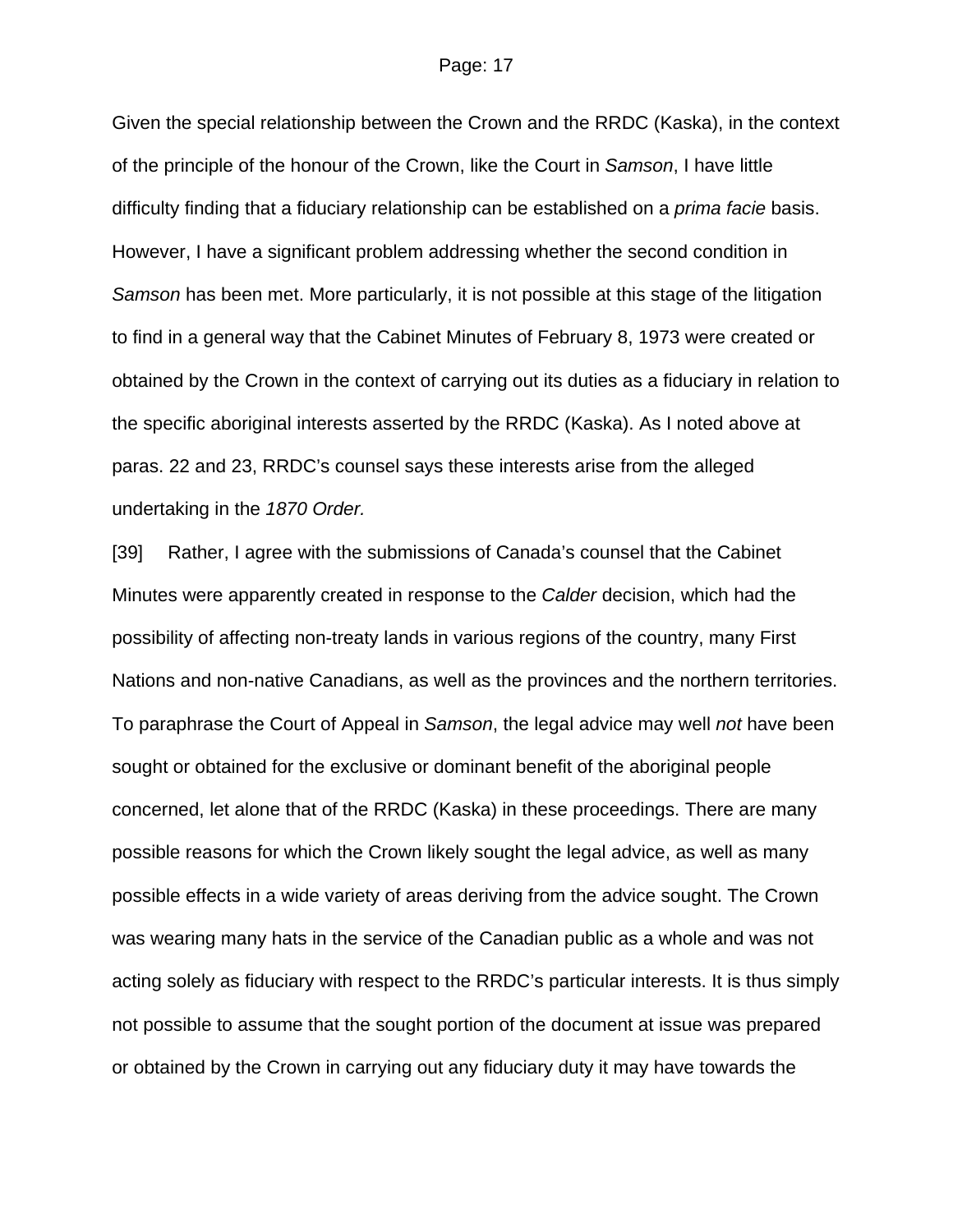Given the special relationship between the Crown and the RRDC (Kaska), in the context of the principle of the honour of the Crown, like the Court in *Samson*, I have little difficulty finding that a fiduciary relationship can be established on a *prima facie* basis. However, I have a significant problem addressing whether the second condition in *Samson* has been met. More particularly, it is not possible at this stage of the litigation to find in a general way that the Cabinet Minutes of February 8, 1973 were created or obtained by the Crown in the context of carrying out its duties as a fiduciary in relation to the specific aboriginal interests asserted by the RRDC (Kaska). As I noted above at paras. 22 and 23, RRDC's counsel says these interests arise from the alleged undertaking in the *1870 Order.*

[39] Rather, I agree with the submissions of Canada's counsel that the Cabinet Minutes were apparently created in response to the *Calder* decision, which had the possibility of affecting non-treaty lands in various regions of the country, many First Nations and non-native Canadians, as well as the provinces and the northern territories. To paraphrase the Court of Appeal in *Samson*, the legal advice may well *not* have been sought or obtained for the exclusive or dominant benefit of the aboriginal people concerned, let alone that of the RRDC (Kaska) in these proceedings. There are many possible reasons for which the Crown likely sought the legal advice, as well as many possible effects in a wide variety of areas deriving from the advice sought. The Crown was wearing many hats in the service of the Canadian public as a whole and was not acting solely as fiduciary with respect to the RRDC's particular interests. It is thus simply not possible to assume that the sought portion of the document at issue was prepared or obtained by the Crown in carrying out any fiduciary duty it may have towards the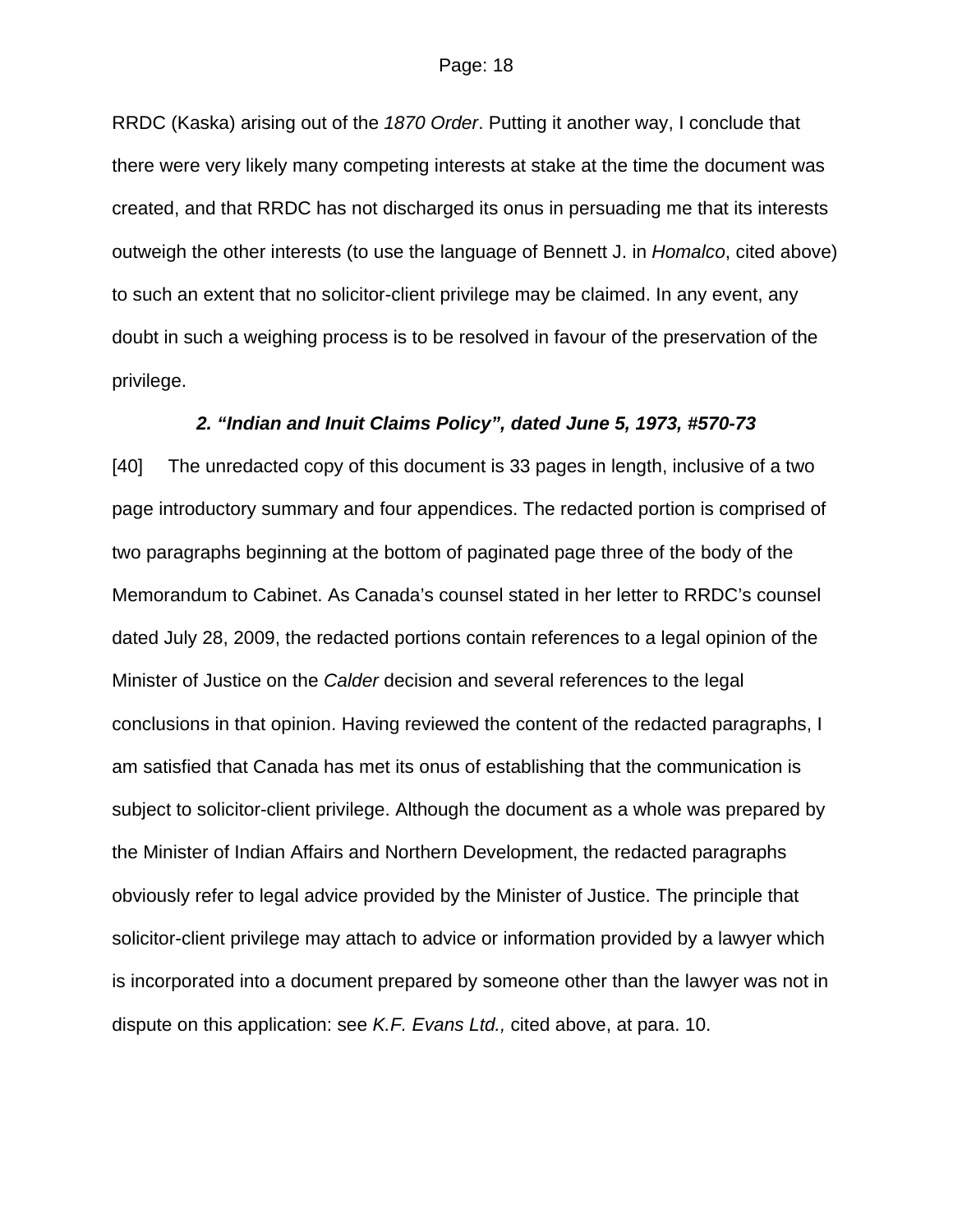RRDC (Kaska) arising out of the *1870 Order*. Putting it another way, I conclude that there were very likely many competing interests at stake at the time the document was created, and that RRDC has not discharged its onus in persuading me that its interests outweigh the other interests (to use the language of Bennett J. in *Homalco*, cited above) to such an extent that no solicitor-client privilege may be claimed. In any event, any doubt in such a weighing process is to be resolved in favour of the preservation of the privilege.

### *2. "Indian and Inuit Claims Policy", dated June 5, 1973, #570-73*

[40] The unredacted copy of this document is 33 pages in length, inclusive of a two page introductory summary and four appendices. The redacted portion is comprised of two paragraphs beginning at the bottom of paginated page three of the body of the Memorandum to Cabinet. As Canada's counsel stated in her letter to RRDC's counsel dated July 28, 2009, the redacted portions contain references to a legal opinion of the Minister of Justice on the *Calder* decision and several references to the legal conclusions in that opinion. Having reviewed the content of the redacted paragraphs, I am satisfied that Canada has met its onus of establishing that the communication is subject to solicitor-client privilege. Although the document as a whole was prepared by the Minister of Indian Affairs and Northern Development, the redacted paragraphs obviously refer to legal advice provided by the Minister of Justice. The principle that solicitor-client privilege may attach to advice or information provided by a lawyer which is incorporated into a document prepared by someone other than the lawyer was not in dispute on this application: see *K.F. Evans Ltd.,* cited above, at para. 10.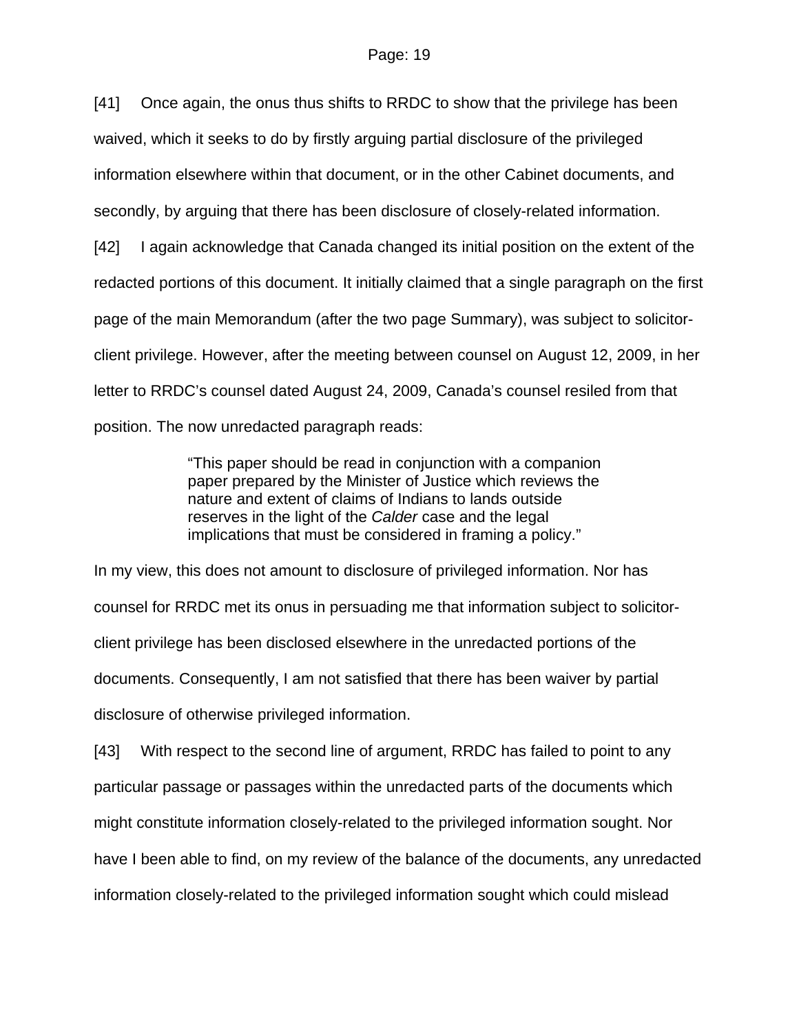[41] Once again, the onus thus shifts to RRDC to show that the privilege has been waived, which it seeks to do by firstly arguing partial disclosure of the privileged information elsewhere within that document, or in the other Cabinet documents, and secondly, by arguing that there has been disclosure of closely-related information.

[42] I again acknowledge that Canada changed its initial position on the extent of the redacted portions of this document. It initially claimed that a single paragraph on the first page of the main Memorandum (after the two page Summary), was subject to solicitor-client privilege. However, after the meeting between counsel on August 12, 2009, in her letter to RRDC's counsel dated August 24, 2009, Canada's counsel resiled from that position. The now unredacted paragraph reads:

> "This paper should be read in conjunction with a companion paper prepared by the Minister of Justice which reviews the nature and extent of claims of Indians to lands outside reserves in the light of the *Calder* case and the legal implications that must be considered in framing a policy."

In my view, this does not amount to disclosure of privileged information. Nor has counsel for RRDC met its onus in persuading me that information subject to solicitor-client privilege has been disclosed elsewhere in the unredacted portions of the documents. Consequently, I am not satisfied that there has been waiver by partial disclosure of otherwise privileged information.

[43] With respect to the second line of argument, RRDC has failed to point to any particular passage or passages within the unredacted parts of the documents which might constitute information closely-related to the privileged information sought. Nor have I been able to find, on my review of the balance of the documents, any unredacted information closely-related to the privileged information sought which could mislead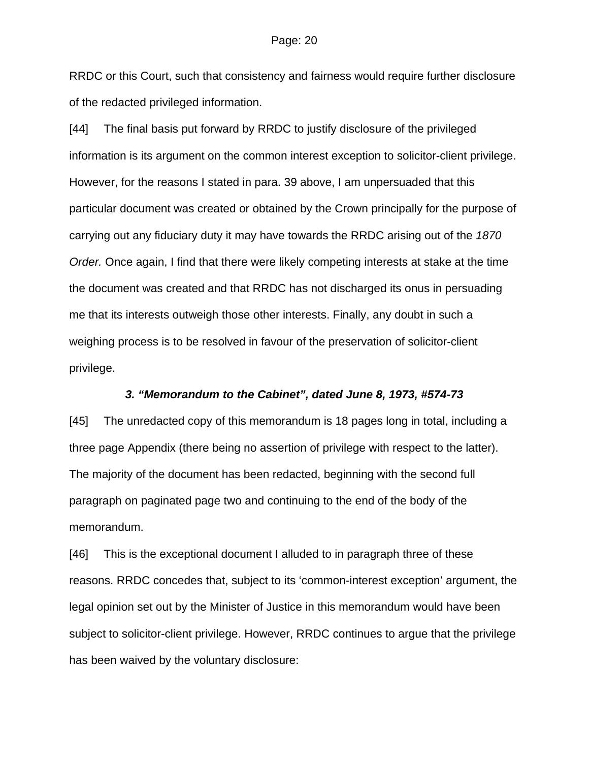RRDC or this Court, such that consistency and fairness would require further disclosure of the redacted privileged information.

[44] The final basis put forward by RRDC to justify disclosure of the privileged information is its argument on the common interest exception to solicitor-client privilege. However, for the reasons I stated in para. 39 above, I am unpersuaded that this particular document was created or obtained by the Crown principally for the purpose of carrying out any fiduciary duty it may have towards the RRDC arising out of the *1870 Order.* Once again, I find that there were likely competing interests at stake at the time the document was created and that RRDC has not discharged its onus in persuading me that its interests outweigh those other interests. Finally, any doubt in such a weighing process is to be resolved in favour of the preservation of solicitor-client privilege.

### *3. "Memorandum to the Cabinet", dated June 8, 1973, #574-73*

[45] The unredacted copy of this memorandum is 18 pages long in total, including a three page Appendix (there being no assertion of privilege with respect to the latter). The majority of the document has been redacted, beginning with the second full paragraph on paginated page two and continuing to the end of the body of the memorandum.

[46] This is the exceptional document I alluded to in paragraph three of these reasons. RRDC concedes that, subject to its 'common-interest exception' argument, the legal opinion set out by the Minister of Justice in this memorandum would have been subject to solicitor-client privilege. However, RRDC continues to argue that the privilege has been waived by the voluntary disclosure: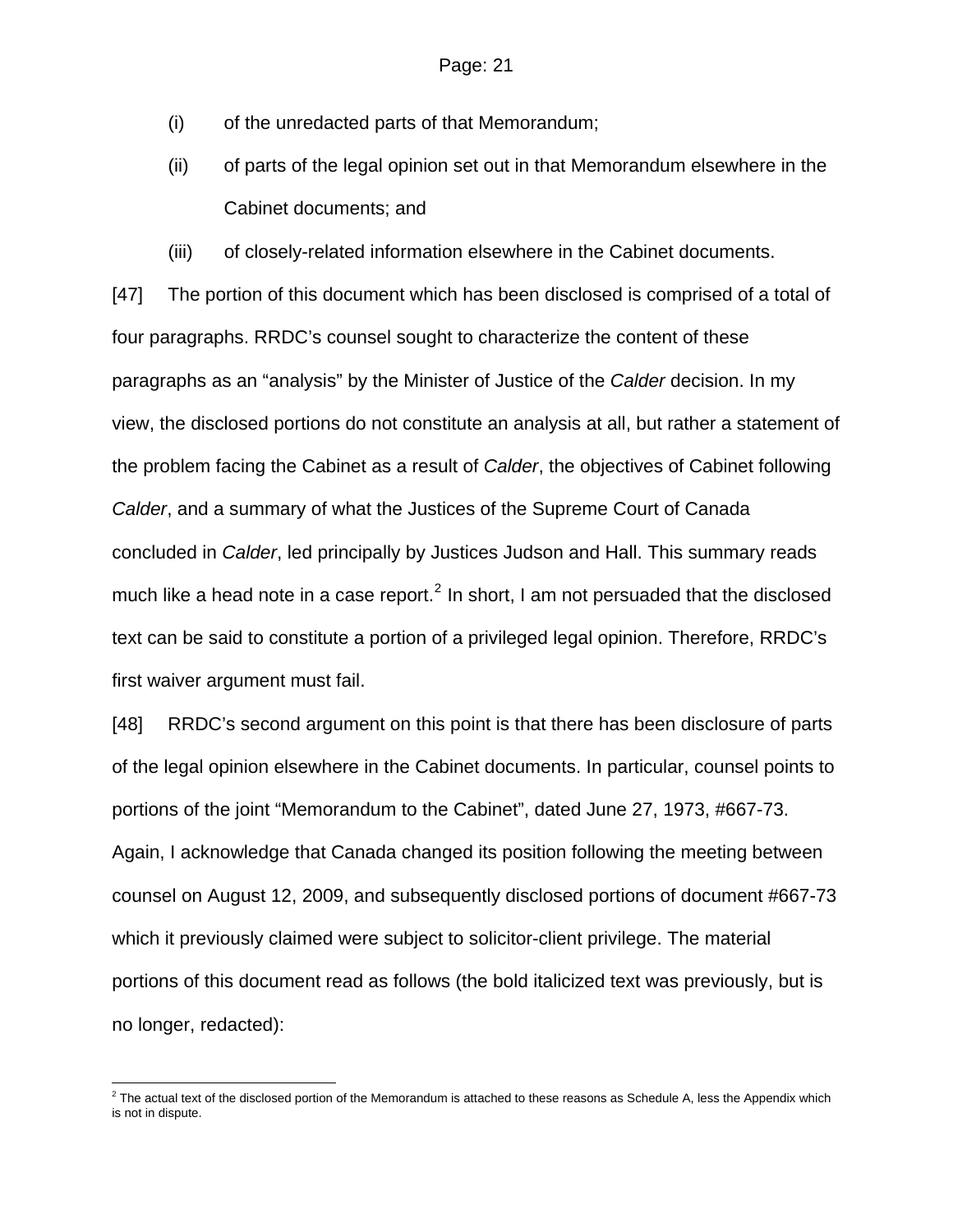(i) of the unredacted parts of that Memorandum;

(ii) of parts of the legal opinion set out in that Memorandum elsewhere in the Cabinet documents; and

(iii) of closely-related information elsewhere in the Cabinet documents.

[47] The portion of this document which has been disclosed is comprised of a total of four paragraphs. RRDC's counsel sought to characterize the content of these paragraphs as an "analysis" by the Minister of Justice of the *Calder* decision. In my view, the disclosed portions do not constitute an analysis at all, but rather a statement of the problem facing the Cabinet as a result of *Calder*, the objectives of Cabinet following *Calder*, and a summary of what the Justices of the Supreme Court of Canada concluded in *Calder*, led principally by Justices Judson and Hall. This summary reads much like a head note in a case report.[2] In short, I am not persuaded that the disclosed text can be said to constitute a portion of a privileged legal opinion. Therefore, RRDC's first waiver argument must fail.

[48] RRDC's second argument on this point is that there has been disclosure of parts of the legal opinion elsewhere in the Cabinet documents. In particular, counsel points to portions of the joint "Memorandum to the Cabinet", dated June 27, 1973, #667-73. Again, I acknowledge that Canada changed its position following the meeting between counsel on August 12, 2009, and subsequently disclosed portions of document #667-73 which it previously claimed were subject to solicitor-client privilege. The material portions of this document read as follows (the bold italicized text was previously, but is no longer, redacted):

---

[2] The actual text of the disclosed portion of the Memorandum is attached to these reasons as Schedule A, less the Appendix which is not in dispute.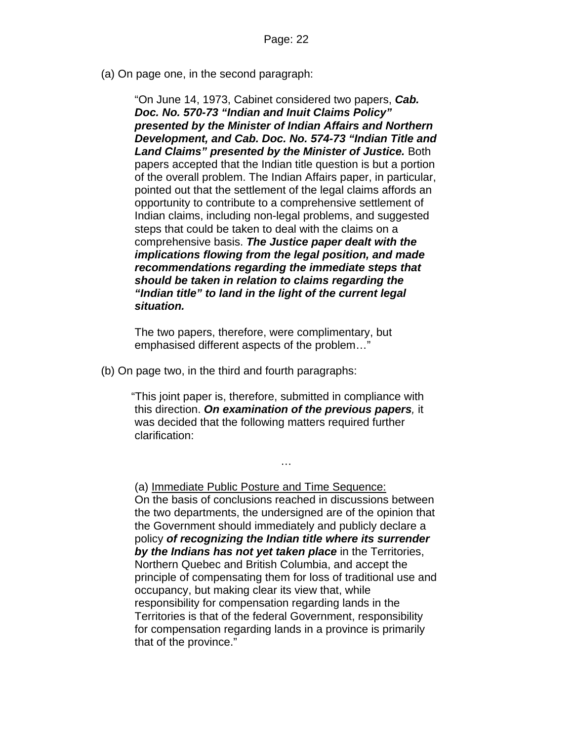(a) On page one, in the second paragraph:

> "On June 14, 1973, Cabinet considered two papers, ***Cab. Doc. No. 570-73 "Indian and Inuit Claims Policy" presented by the Minister of Indian Affairs and Northern Development, and Cab. Doc. No. 574-73 "Indian Title and Land Claims" presented by the Minister of Justice.*** Both papers accepted that the Indian title question is but a portion of the overall problem. The Indian Affairs paper, in particular, pointed out that the settlement of the legal claims affords an opportunity to contribute to a comprehensive settlement of Indian claims, including non-legal problems, and suggested steps that could be taken to deal with the claims on a comprehensive basis. ***The Justice paper dealt with the implications flowing from the legal position, and made recommendations regarding the immediate steps that should be taken in relation to claims regarding the "Indian title" to land in the light of the current legal situation.***
>
> The two papers, therefore, were complimentary, but emphasised different aspects of the problem…"

(b) On page two, in the third and fourth paragraphs:

> "This joint paper is, therefore, submitted in compliance with this direction. ***On examination of the previous papers***, it was decided that the following matters required further clarification:
>
> …
>
> (a) Immediate Public Posture and Time Sequence:
> On the basis of conclusions reached in discussions between the two departments, the undersigned are of the opinion that the Government should immediately and publicly declare a policy ***of recognizing the Indian title where its surrender by the Indians has not yet taken place*** in the Territories, Northern Quebec and British Columbia, and accept the principle of compensating them for loss of traditional use and occupancy, but making clear its view that, while responsibility for compensation regarding lands in the Territories is that of the federal Government, responsibility for compensation regarding lands in a province is primarily that of the province."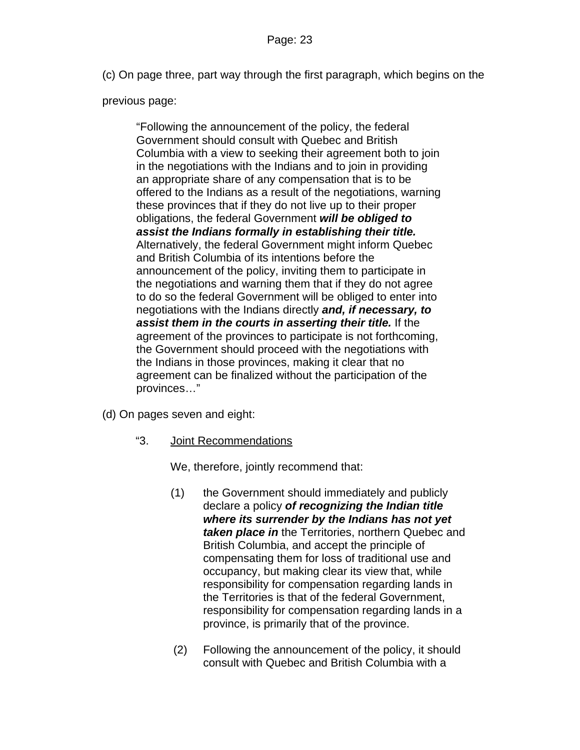(c) On page three, part way through the first paragraph, which begins on the previous page:

> "Following the announcement of the policy, the federal Government should consult with Quebec and British Columbia with a view to seeking their agreement both to join in the negotiations with the Indians and to join in providing an appropriate share of any compensation that is to be offered to the Indians as a result of the negotiations, warning these provinces that if they do not live up to their proper obligations, the federal Government ***will be obliged to assist the Indians formally in establishing their title.*** Alternatively, the federal Government might inform Quebec and British Columbia of its intentions before the announcement of the policy, inviting them to participate in the negotiations and warning them that if they do not agree to do so the federal Government will be obliged to enter into negotiations with the Indians directly ***and, if necessary, to assist them in the courts in asserting their title.*** If the agreement of the provinces to participate is not forthcoming, the Government should proceed with the negotiations with the Indians in those provinces, making it clear that no agreement can be finalized without the participation of the provinces…"

(d) On pages seven and eight:

> "3. <u>Joint Recommendations</u>
>
> We, therefore, jointly recommend that:
>
> (1) the Government should immediately and publicly declare a policy ***of recognizing the Indian title where its surrender by the Indians has not yet taken place in*** the Territories, northern Quebec and British Columbia, and accept the principle of compensating them for loss of traditional use and occupancy, but making clear its view that, while responsibility for compensation regarding lands in the Territories is that of the federal Government, responsibility for compensation regarding lands in a province, is primarily that of the province.
>
> (2) Following the announcement of the policy, it should consult with Quebec and British Columbia with a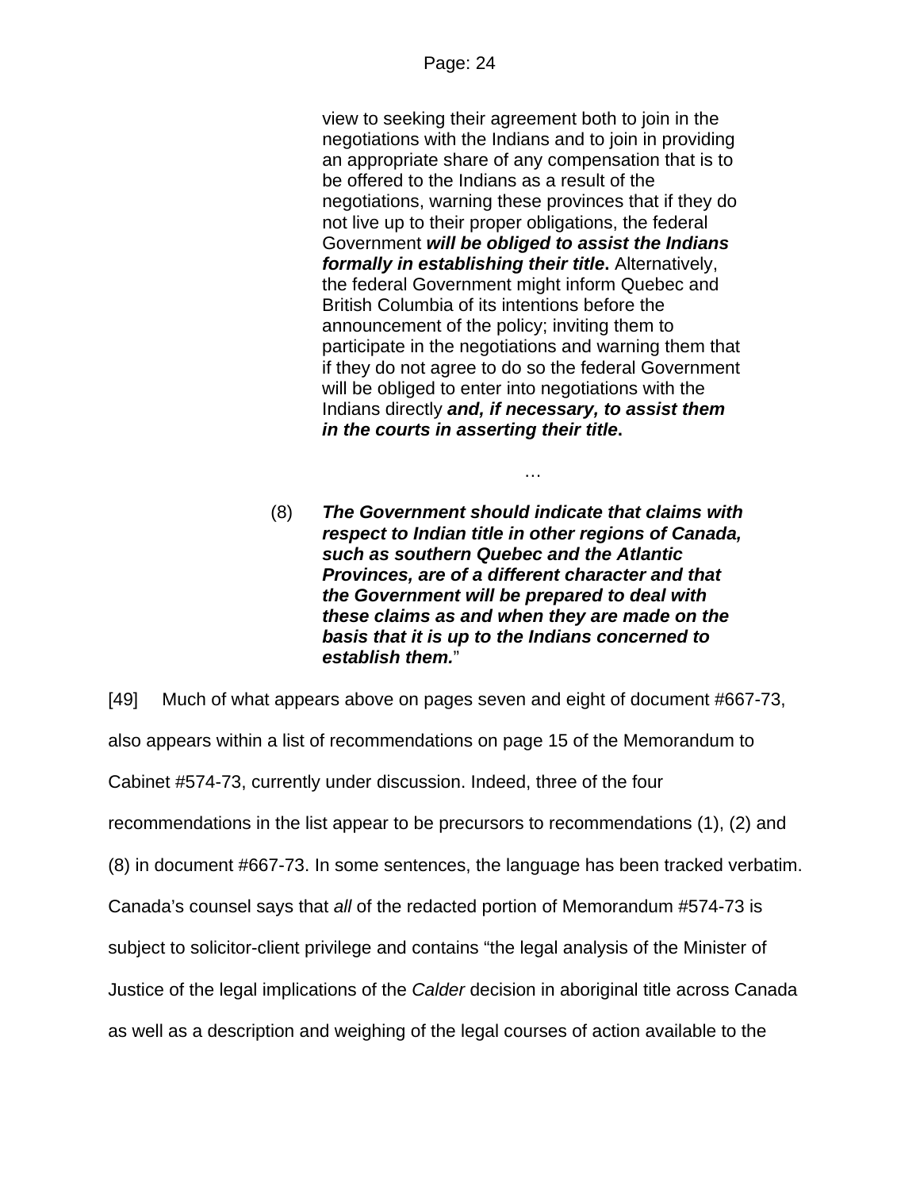> view to seeking their agreement both to join in the negotiations with the Indians and to join in providing an appropriate share of any compensation that is to be offered to the Indians as a result of the negotiations, warning these provinces that if they do not live up to their proper obligations, the federal Government ***will be obliged to assist the Indians formally in establishing their title*****.** Alternatively, the federal Government might inform Quebec and British Columbia of its intentions before the announcement of the policy; inviting them to participate in the negotiations and warning them that if they do not agree to do so the federal Government will be obliged to enter into negotiations with the Indians directly ***and, if necessary, to assist them in the courts in asserting their title*****.**
>
> …
>
> (8) ***The Government should indicate that claims with respect to Indian title in other regions of Canada, such as southern Quebec and the Atlantic Provinces, are of a different character and that the Government will be prepared to deal with these claims as and when they are made on the basis that it is up to the Indians concerned to establish them.***"

[49] Much of what appears above on pages seven and eight of document #667-73, also appears within a list of recommendations on page 15 of the Memorandum to Cabinet #574-73, currently under discussion. Indeed, three of the four recommendations in the list appear to be precursors to recommendations (1), (2) and (8) in document #667-73. In some sentences, the language has been tracked verbatim. Canada's counsel says that *all* of the redacted portion of Memorandum #574-73 is subject to solicitor-client privilege and contains "the legal analysis of the Minister of Justice of the legal implications of the *Calder* decision in aboriginal title across Canada as well as a description and weighing of the legal courses of action available to the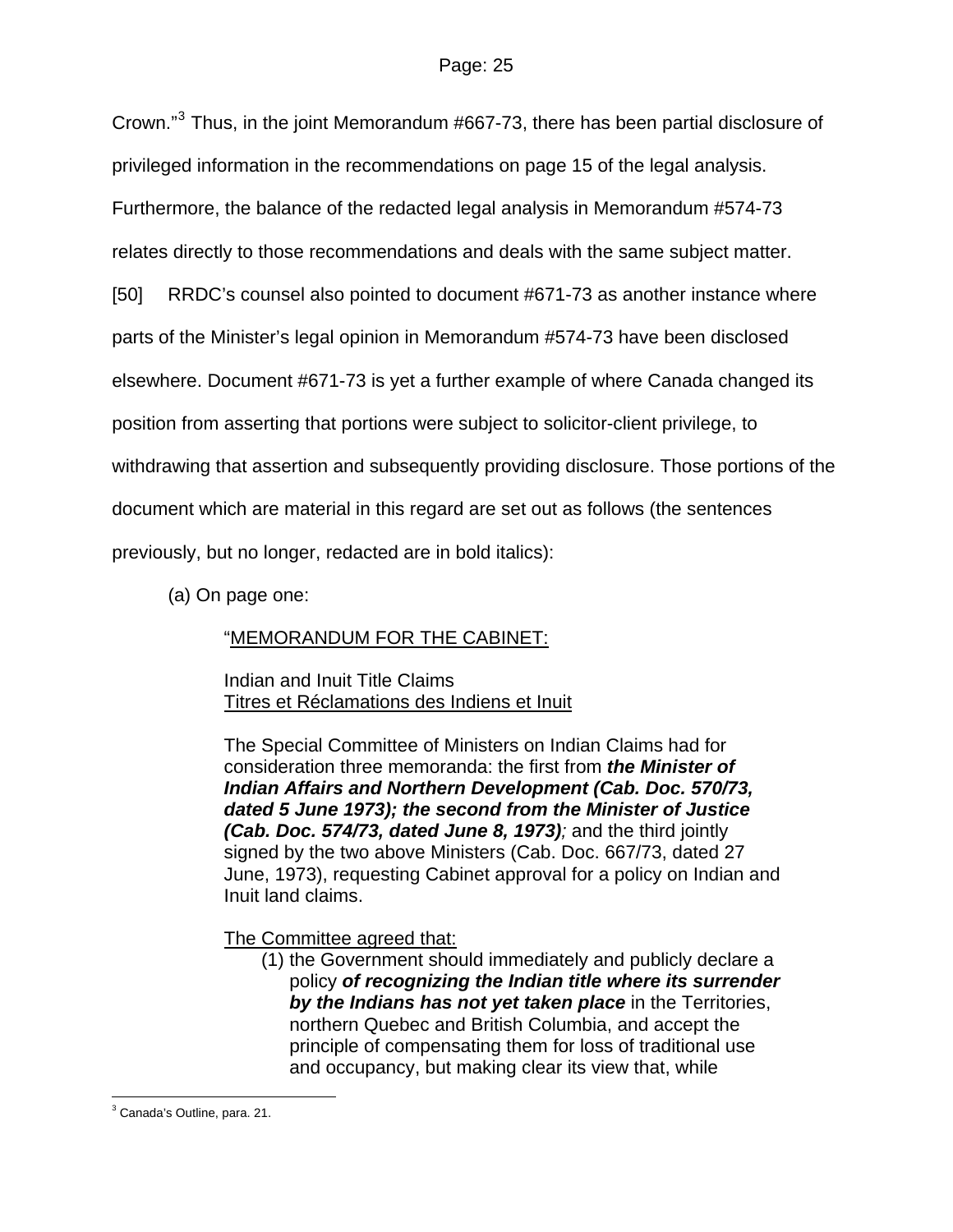Crown."[3] Thus, in the joint Memorandum #667-73, there has been partial disclosure of privileged information in the recommendations on page 15 of the legal analysis. Furthermore, the balance of the redacted legal analysis in Memorandum #574-73 relates directly to those recommendations and deals with the same subject matter.

[50] RRDC's counsel also pointed to document #671-73 as another instance where parts of the Minister's legal opinion in Memorandum #574-73 have been disclosed elsewhere. Document #671-73 is yet a further example of where Canada changed its position from asserting that portions were subject to solicitor-client privilege, to withdrawing that assertion and subsequently providing disclosure. Those portions of the document which are material in this regard are set out as follows (the sentences previously, but no longer, redacted are in bold italics):

(a) On page one:

> "<u>MEMORANDUM FOR THE CABINET:</u>
>
> Indian and Inuit Title Claims
> <u>Titres et Réclamations des Indiens et Inuit</u>
>
> The Special Committee of Ministers on Indian Claims had for consideration three memoranda: the first from ***the Minister of Indian Affairs and Northern Development (Cab. Doc. 570/73, dated 5 June 1973); the second from the Minister of Justice (Cab. Doc. 574/73, dated June 8, 1973);*** and the third jointly signed by the two above Ministers (Cab. Doc. 667/73, dated 27 June, 1973), requesting Cabinet approval for a policy on Indian and Inuit land claims.
>
> <u>The Committee agreed that:</u>
>
> (1) the Government should immediately and publicly declare a policy ***of recognizing the Indian title where its surrender by the Indians has not yet taken place*** in the Territories, northern Quebec and British Columbia, and accept the principle of compensating them for loss of traditional use and occupancy, but making clear its view that, while

---

[3] Canada's Outline, para. 21.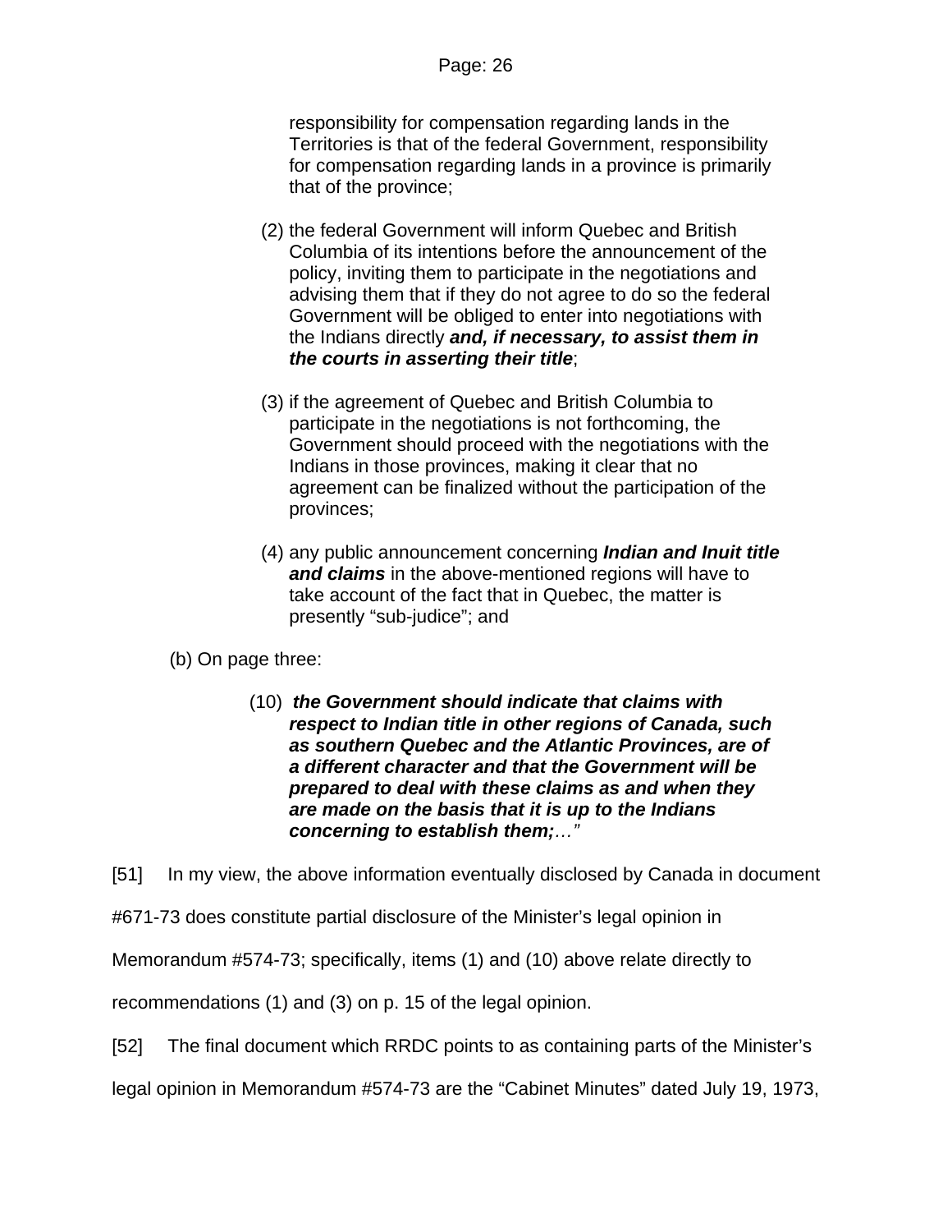responsibility for compensation regarding lands in the Territories is that of the federal Government, responsibility for compensation regarding lands in a province is primarily that of the province;

(2) the federal Government will inform Quebec and British Columbia of its intentions before the announcement of the policy, inviting them to participate in the negotiations and advising them that if they do not agree to do so the federal Government will be obliged to enter into negotiations with the Indians directly ***and, if necessary, to assist them in the courts in asserting their title***;

(3) if the agreement of Quebec and British Columbia to participate in the negotiations is not forthcoming, the Government should proceed with the negotiations with the Indians in those provinces, making it clear that no agreement can be finalized without the participation of the provinces;

(4) any public announcement concerning ***Indian and Inuit title and claims*** in the above-mentioned regions will have to take account of the fact that in Quebec, the matter is presently "sub-judice"; and

(b) On page three:

(10) ***the Government should indicate that claims with respect to Indian title in other regions of Canada, such as southern Quebec and the Atlantic Provinces, are of a different character and that the Government will be prepared to deal with these claims as and when they are made on the basis that it is up to the Indians concerning to establish them;****…"*

[51] In my view, the above information eventually disclosed by Canada in document #671-73 does constitute partial disclosure of the Minister's legal opinion in Memorandum #574-73; specifically, items (1) and (10) above relate directly to recommendations (1) and (3) on p. 15 of the legal opinion.

[52] The final document which RRDC points to as containing parts of the Minister's legal opinion in Memorandum #574-73 are the "Cabinet Minutes" dated July 19, 1973,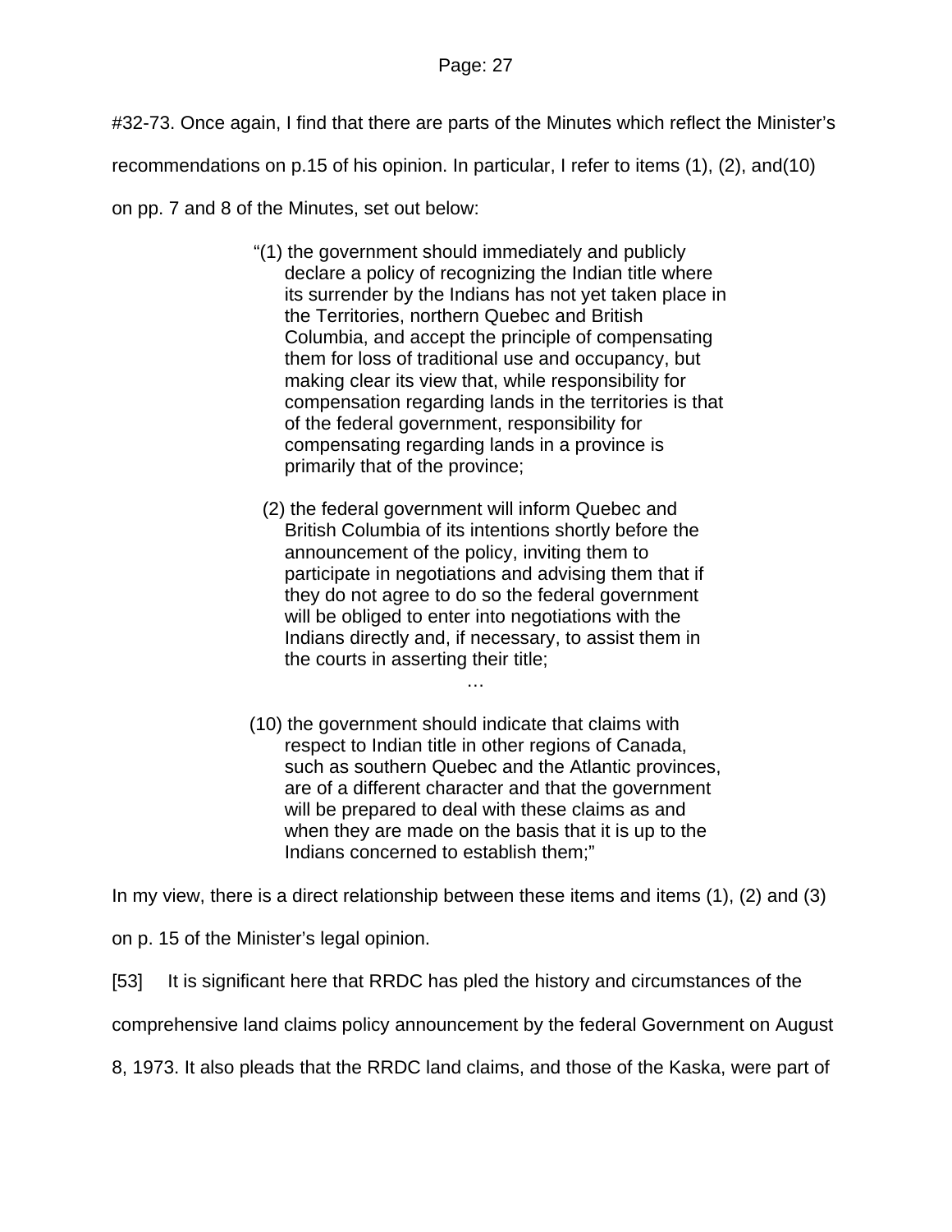#32-73. Once again, I find that there are parts of the Minutes which reflect the Minister's recommendations on p.15 of his opinion. In particular, I refer to items (1), (2), and(10) on pp. 7 and 8 of the Minutes, set out below:

> "(1) the government should immediately and publicly declare a policy of recognizing the Indian title where its surrender by the Indians has not yet taken place in the Territories, northern Quebec and British Columbia, and accept the principle of compensating them for loss of traditional use and occupancy, but making clear its view that, while responsibility for compensation regarding lands in the territories is that of the federal government, responsibility for compensating regarding lands in a province is primarily that of the province;
>
> (2) the federal government will inform Quebec and British Columbia of its intentions shortly before the announcement of the policy, inviting them to participate in negotiations and advising them that if they do not agree to do so the federal government will be obliged to enter into negotiations with the Indians directly and, if necessary, to assist them in the courts in asserting their title;
>
> …
>
> (10) the government should indicate that claims with respect to Indian title in other regions of Canada, such as southern Quebec and the Atlantic provinces, are of a different character and that the government will be prepared to deal with these claims as and when they are made on the basis that it is up to the Indians concerned to establish them;"

In my view, there is a direct relationship between these items and items (1), (2) and (3) on p. 15 of the Minister's legal opinion.

[53] It is significant here that RRDC has pled the history and circumstances of the comprehensive land claims policy announcement by the federal Government on August 8, 1973. It also pleads that the RRDC land claims, and those of the Kaska, were part of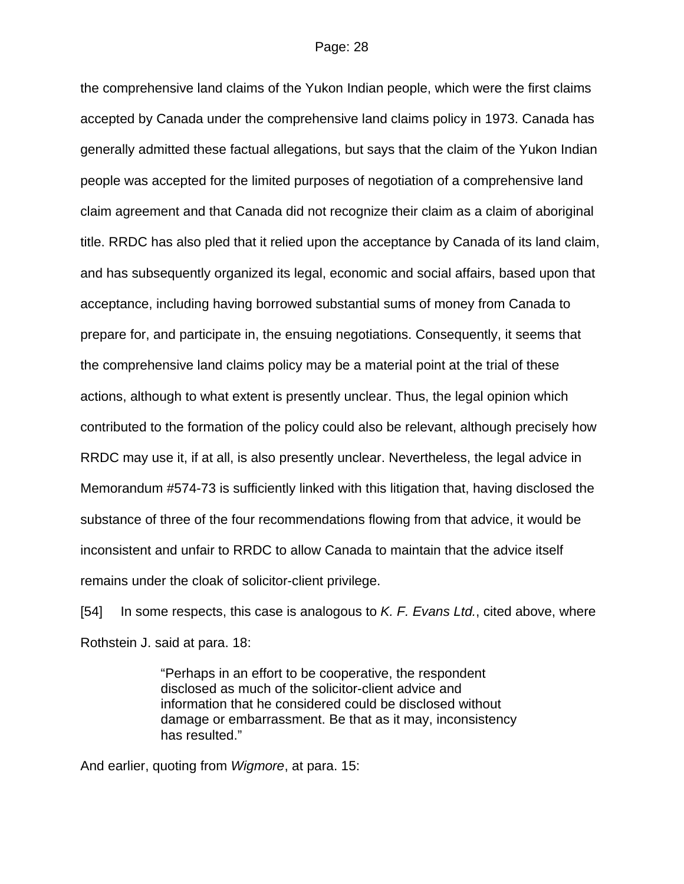the comprehensive land claims of the Yukon Indian people, which were the first claims accepted by Canada under the comprehensive land claims policy in 1973. Canada has generally admitted these factual allegations, but says that the claim of the Yukon Indian people was accepted for the limited purposes of negotiation of a comprehensive land claim agreement and that Canada did not recognize their claim as a claim of aboriginal title. RRDC has also pled that it relied upon the acceptance by Canada of its land claim, and has subsequently organized its legal, economic and social affairs, based upon that acceptance, including having borrowed substantial sums of money from Canada to prepare for, and participate in, the ensuing negotiations. Consequently, it seems that the comprehensive land claims policy may be a material point at the trial of these actions, although to what extent is presently unclear. Thus, the legal opinion which contributed to the formation of the policy could also be relevant, although precisely how RRDC may use it, if at all, is also presently unclear. Nevertheless, the legal advice in Memorandum #574-73 is sufficiently linked with this litigation that, having disclosed the substance of three of the four recommendations flowing from that advice, it would be inconsistent and unfair to RRDC to allow Canada to maintain that the advice itself remains under the cloak of solicitor-client privilege.

[54] In some respects, this case is analogous to *K. F. Evans Ltd.*, cited above, where Rothstein J. said at para. 18:

> "Perhaps in an effort to be cooperative, the respondent disclosed as much of the solicitor-client advice and information that he considered could be disclosed without damage or embarrassment. Be that as it may, inconsistency has resulted."

And earlier, quoting from *Wigmore*, at para. 15: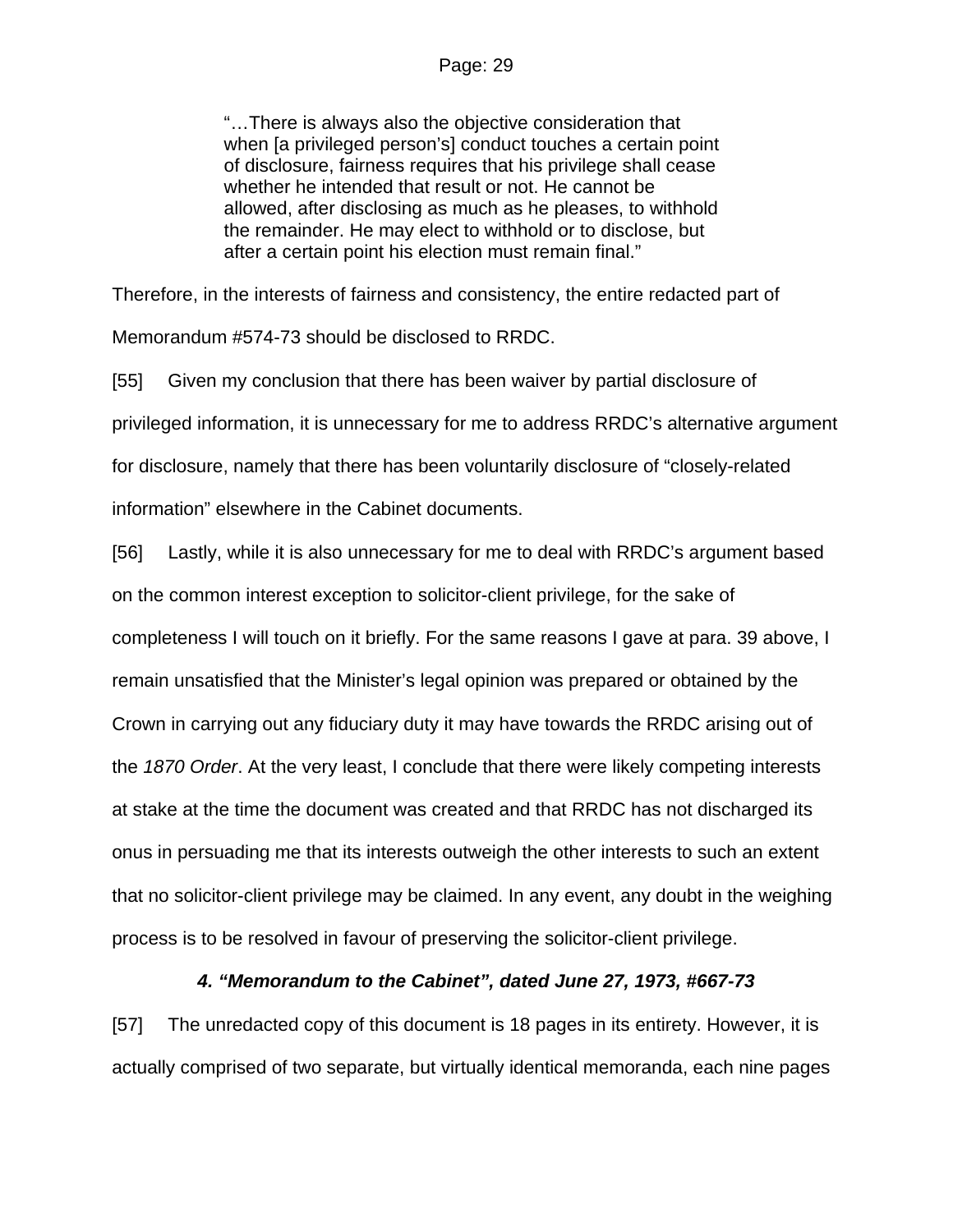> "…There is always also the objective consideration that when [a privileged person's] conduct touches a certain point of disclosure, fairness requires that his privilege shall cease whether he intended that result or not. He cannot be allowed, after disclosing as much as he pleases, to withhold the remainder. He may elect to withhold or to disclose, but after a certain point his election must remain final."

Therefore, in the interests of fairness and consistency, the entire redacted part of Memorandum #574-73 should be disclosed to RRDC.

[55] Given my conclusion that there has been waiver by partial disclosure of privileged information, it is unnecessary for me to address RRDC's alternative argument for disclosure, namely that there has been voluntarily disclosure of "closely-related information" elsewhere in the Cabinet documents.

[56] Lastly, while it is also unnecessary for me to deal with RRDC's argument based on the common interest exception to solicitor-client privilege, for the sake of completeness I will touch on it briefly. For the same reasons I gave at para. 39 above, I remain unsatisfied that the Minister's legal opinion was prepared or obtained by the Crown in carrying out any fiduciary duty it may have towards the RRDC arising out of the *1870 Order*. At the very least, I conclude that there were likely competing interests at stake at the time the document was created and that RRDC has not discharged its onus in persuading me that its interests outweigh the other interests to such an extent that no solicitor-client privilege may be claimed. In any event, any doubt in the weighing process is to be resolved in favour of preserving the solicitor-client privilege.

#### *4. "Memorandum to the Cabinet", dated June 27, 1973, #667-73*

[57] The unredacted copy of this document is 18 pages in its entirety. However, it is actually comprised of two separate, but virtually identical memoranda, each nine pages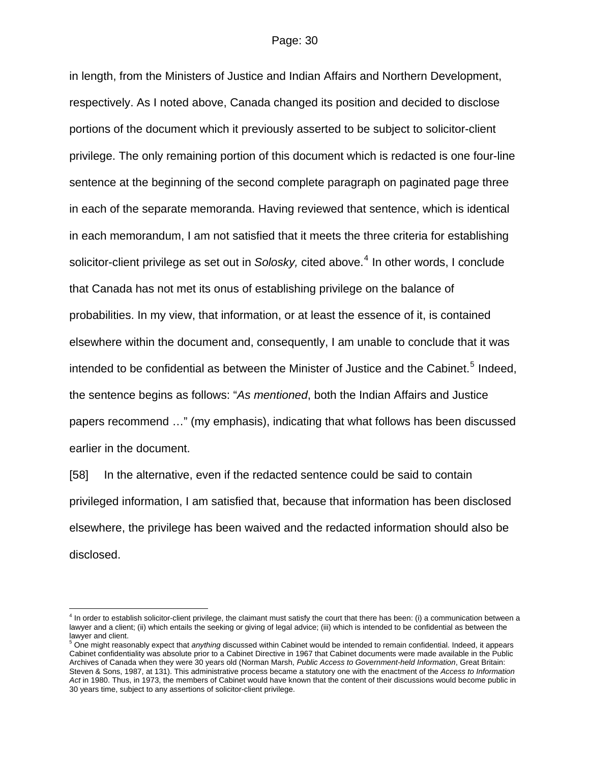in length, from the Ministers of Justice and Indian Affairs and Northern Development, respectively. As I noted above, Canada changed its position and decided to disclose portions of the document which it previously asserted to be subject to solicitor-client privilege. The only remaining portion of this document which is redacted is one four-line sentence at the beginning of the second complete paragraph on paginated page three in each of the separate memoranda. Having reviewed that sentence, which is identical in each memorandum, I am not satisfied that it meets the three criteria for establishing solicitor-client privilege as set out in *Solosky,* cited above.[4] In other words, I conclude that Canada has not met its onus of establishing privilege on the balance of probabilities. In my view, that information, or at least the essence of it, is contained elsewhere within the document and, consequently, I am unable to conclude that it was intended to be confidential as between the Minister of Justice and the Cabinet.[5] Indeed, the sentence begins as follows: "*As mentioned*, both the Indian Affairs and Justice papers recommend …" (my emphasis), indicating that what follows has been discussed earlier in the document.

[58] In the alternative, even if the redacted sentence could be said to contain privileged information, I am satisfied that, because that information has been disclosed elsewhere, the privilege has been waived and the redacted information should also be disclosed.

---

[4] In order to establish solicitor-client privilege, the claimant must satisfy the court that there has been: (i) a communication between a lawyer and a client; (ii) which entails the seeking or giving of legal advice; (iii) which is intended to be confidential as between the lawyer and client.

[5] One might reasonably expect that *anything* discussed within Cabinet would be intended to remain confidential. Indeed, it appears Cabinet confidentiality was absolute prior to a Cabinet Directive in 1967 that Cabinet documents were made available in the Public Archives of Canada when they were 30 years old (Norman Marsh, *Public Access to Government-held Information*, Great Britain: Steven & Sons, 1987, at 131). This administrative process became a statutory one with the enactment of the *Access to Information Act* in 1980. Thus, in 1973, the members of Cabinet would have known that the content of their discussions would become public in 30 years time, subject to any assertions of solicitor-client privilege.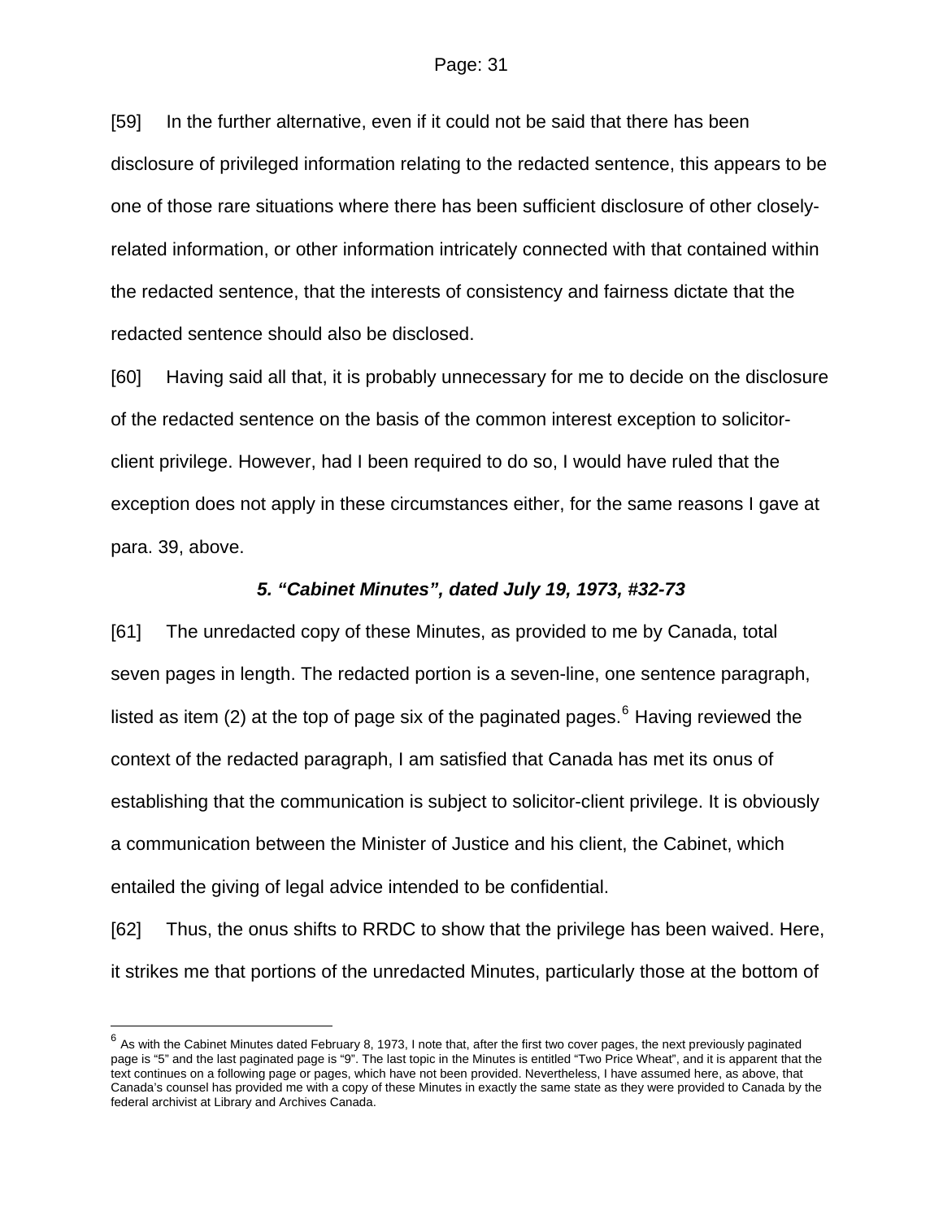[59] In the further alternative, even if it could not be said that there has been disclosure of privileged information relating to the redacted sentence, this appears to be one of those rare situations where there has been sufficient disclosure of other closely-related information, or other information intricately connected with that contained within the redacted sentence, that the interests of consistency and fairness dictate that the redacted sentence should also be disclosed.

[60] Having said all that, it is probably unnecessary for me to decide on the disclosure of the redacted sentence on the basis of the common interest exception to solicitor-client privilege. However, had I been required to do so, I would have ruled that the exception does not apply in these circumstances either, for the same reasons I gave at para. 39, above.

### *5. "Cabinet Minutes", dated July 19, 1973, #32-73*

[61] The unredacted copy of these Minutes, as provided to me by Canada, total seven pages in length. The redacted portion is a seven-line, one sentence paragraph, listed as item (2) at the top of page six of the paginated pages.[6] Having reviewed the context of the redacted paragraph, I am satisfied that Canada has met its onus of establishing that the communication is subject to solicitor-client privilege. It is obviously a communication between the Minister of Justice and his client, the Cabinet, which entailed the giving of legal advice intended to be confidential.

[62] Thus, the onus shifts to RRDC to show that the privilege has been waived. Here, it strikes me that portions of the unredacted Minutes, particularly those at the bottom of

---

[6] As with the Cabinet Minutes dated February 8, 1973, I note that, after the first two cover pages, the next previously paginated page is "5" and the last paginated page is "9". The last topic in the Minutes is entitled "Two Price Wheat", and it is apparent that the text continues on a following page or pages, which have not been provided. Nevertheless, I have assumed here, as above, that Canada's counsel has provided me with a copy of these Minutes in exactly the same state as they were provided to Canada by the federal archivist at Library and Archives Canada.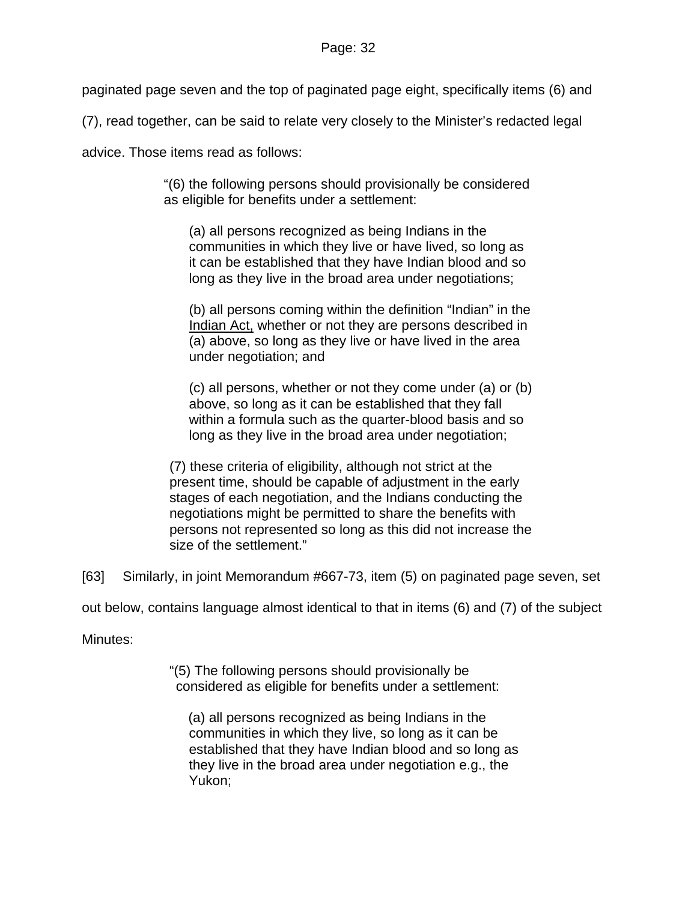paginated page seven and the top of paginated page eight, specifically items (6) and (7), read together, can be said to relate very closely to the Minister's redacted legal advice. Those items read as follows:

> "(6) the following persons should provisionally be considered as eligible for benefits under a settlement:
>
> > (a) all persons recognized as being Indians in the communities in which they live or have lived, so long as it can be established that they have Indian blood and so long as they live in the broad area under negotiations;
> >
> > (b) all persons coming within the definition "Indian" in the <u>Indian Act,</u> whether or not they are persons described in (a) above, so long as they live or have lived in the area under negotiation; and
> >
> > (c) all persons, whether or not they come under (a) or (b) above, so long as it can be established that they fall within a formula such as the quarter-blood basis and so long as they live in the broad area under negotiation;
>
> (7) these criteria of eligibility, although not strict at the present time, should be capable of adjustment in the early stages of each negotiation, and the Indians conducting the negotiations might be permitted to share the benefits with persons not represented so long as this did not increase the size of the settlement."

[63] Similarly, in joint Memorandum #667-73, item (5) on paginated page seven, set out below, contains language almost identical to that in items (6) and (7) of the subject Minutes:

> "(5) The following persons should provisionally be considered as eligible for benefits under a settlement:
>
> > (a) all persons recognized as being Indians in the communities in which they live, so long as it can be established that they have Indian blood and so long as they live in the broad area under negotiation e.g., the Yukon;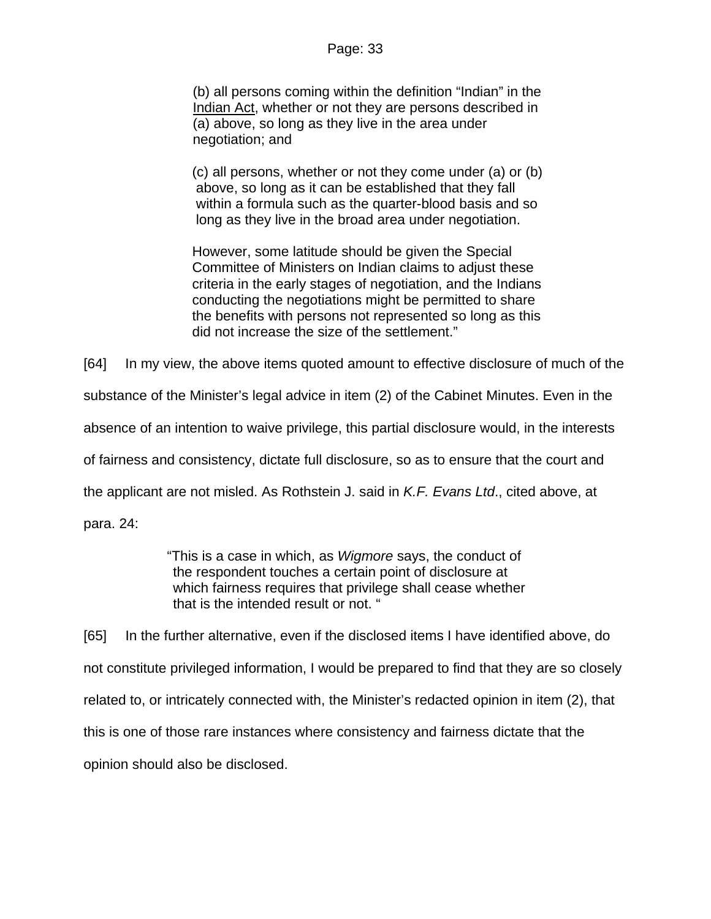> (b) all persons coming within the definition "Indian" in the Indian Act, whether or not they are persons described in (a) above, so long as they live in the area under negotiation; and
>
> (c) all persons, whether or not they come under (a) or (b) above, so long as it can be established that they fall within a formula such as the quarter-blood basis and so long as they live in the broad area under negotiation.
>
> However, some latitude should be given the Special Committee of Ministers on Indian claims to adjust these criteria in the early stages of negotiation, and the Indians conducting the negotiations might be permitted to share the benefits with persons not represented so long as this did not increase the size of the settlement."

[64] In my view, the above items quoted amount to effective disclosure of much of the substance of the Minister's legal advice in item (2) of the Cabinet Minutes. Even in the absence of an intention to waive privilege, this partial disclosure would, in the interests of fairness and consistency, dictate full disclosure, so as to ensure that the court and the applicant are not misled. As Rothstein J. said in *K.F. Evans Ltd*., cited above, at para. 24:

> "This is a case in which, as *Wigmore* says, the conduct of the respondent touches a certain point of disclosure at which fairness requires that privilege shall cease whether that is the intended result or not. "

[65] In the further alternative, even if the disclosed items I have identified above, do not constitute privileged information, I would be prepared to find that they are so closely related to, or intricately connected with, the Minister's redacted opinion in item (2), that this is one of those rare instances where consistency and fairness dictate that the opinion should also be disclosed.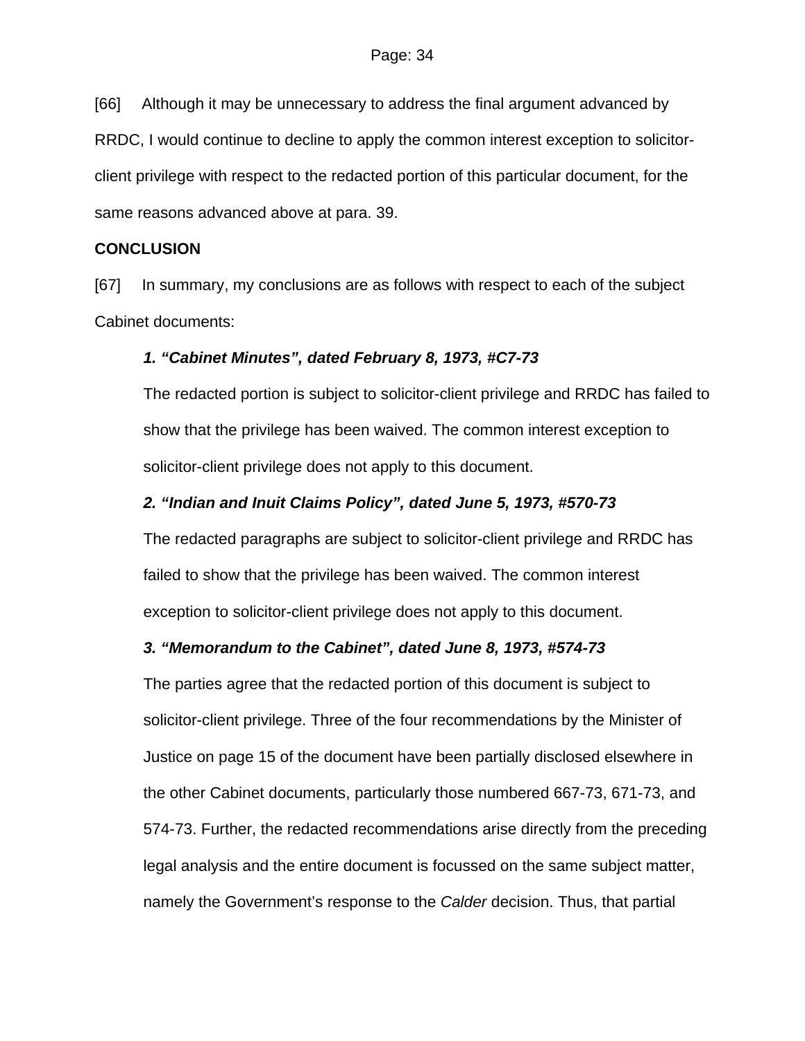[66] Although it may be unnecessary to address the final argument advanced by RRDC, I would continue to decline to apply the common interest exception to solicitor-client privilege with respect to the redacted portion of this particular document, for the same reasons advanced above at para. 39.

**CONCLUSION**

[67] In summary, my conclusions are as follows with respect to each of the subject Cabinet documents:

> ***1. "Cabinet Minutes", dated February 8, 1973, #C7-73***
>
> The redacted portion is subject to solicitor-client privilege and RRDC has failed to show that the privilege has been waived. The common interest exception to solicitor-client privilege does not apply to this document.
>
> ***2. "Indian and Inuit Claims Policy", dated June 5, 1973, #570-73***
>
> The redacted paragraphs are subject to solicitor-client privilege and RRDC has failed to show that the privilege has been waived. The common interest exception to solicitor-client privilege does not apply to this document.
>
> ***3. "Memorandum to the Cabinet", dated June 8, 1973, #574-73***
>
> The parties agree that the redacted portion of this document is subject to solicitor-client privilege. Three of the four recommendations by the Minister of Justice on page 15 of the document have been partially disclosed elsewhere in the other Cabinet documents, particularly those numbered 667-73, 671-73, and 574-73. Further, the redacted recommendations arise directly from the preceding legal analysis and the entire document is focussed on the same subject matter, namely the Government's response to the *Calder* decision. Thus, that partial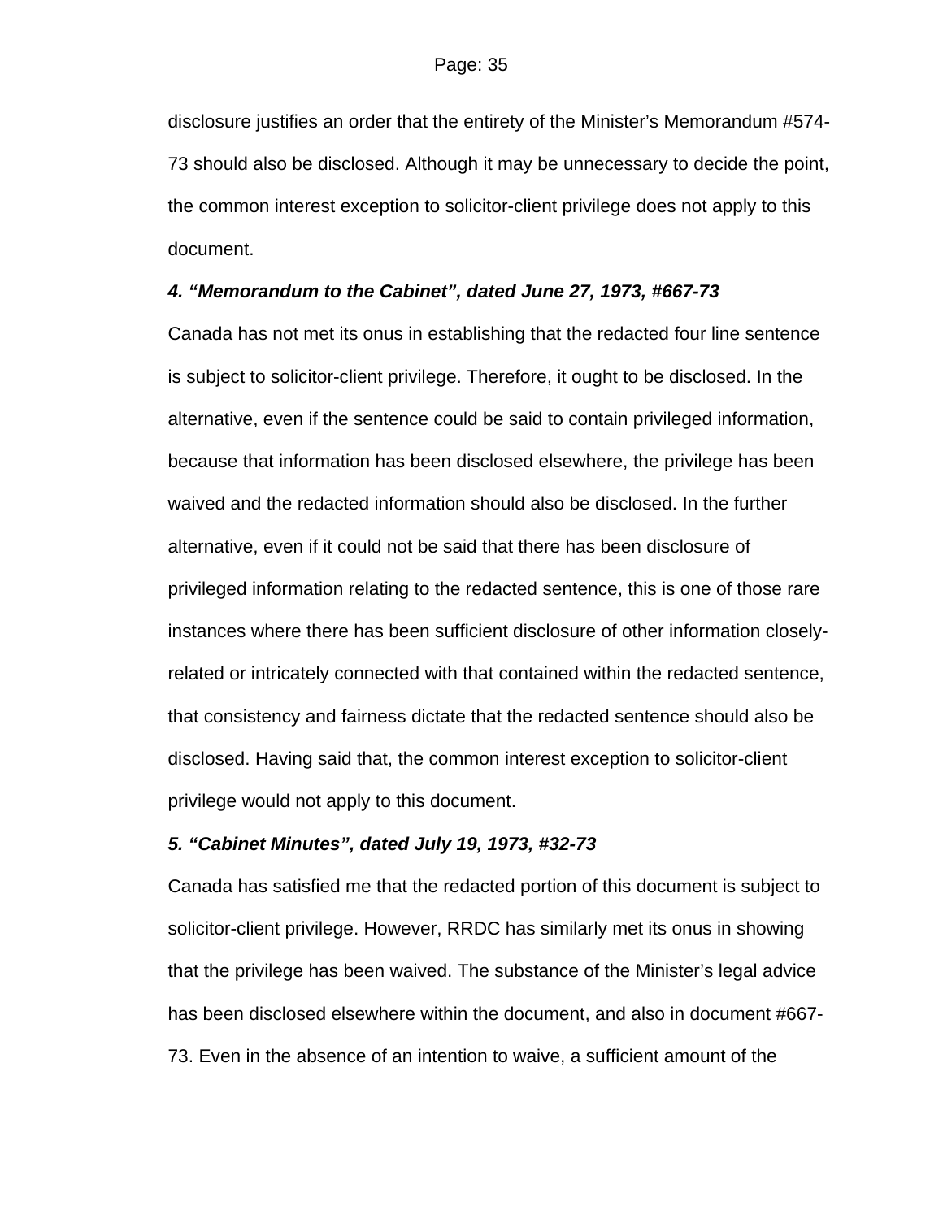disclosure justifies an order that the entirety of the Minister's Memorandum #574-73 should also be disclosed. Although it may be unnecessary to decide the point, the common interest exception to solicitor-client privilege does not apply to this document.

***4. "Memorandum to the Cabinet", dated June 27, 1973, #667-73***

Canada has not met its onus in establishing that the redacted four line sentence is subject to solicitor-client privilege. Therefore, it ought to be disclosed. In the alternative, even if the sentence could be said to contain privileged information, because that information has been disclosed elsewhere, the privilege has been waived and the redacted information should also be disclosed. In the further alternative, even if it could not be said that there has been disclosure of privileged information relating to the redacted sentence, this is one of those rare instances where there has been sufficient disclosure of other information closely-related or intricately connected with that contained within the redacted sentence, that consistency and fairness dictate that the redacted sentence should also be disclosed. Having said that, the common interest exception to solicitor-client privilege would not apply to this document.

***5. "Cabinet Minutes", dated July 19, 1973, #32-73***

Canada has satisfied me that the redacted portion of this document is subject to solicitor-client privilege. However, RRDC has similarly met its onus in showing that the privilege has been waived. The substance of the Minister's legal advice has been disclosed elsewhere within the document, and also in document #667-73. Even in the absence of an intention to waive, a sufficient amount of the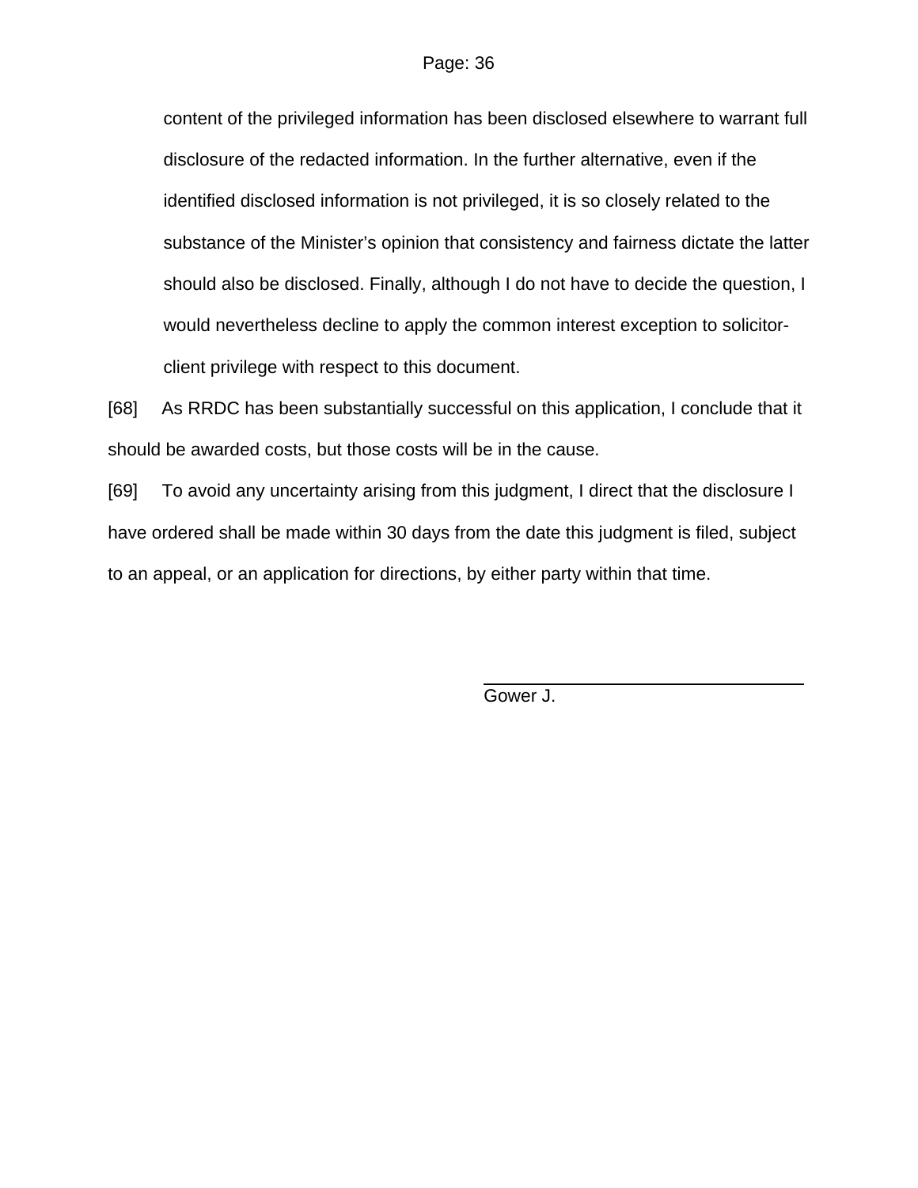> content of the privileged information has been disclosed elsewhere to warrant full disclosure of the redacted information. In the further alternative, even if the identified disclosed information is not privileged, it is so closely related to the substance of the Minister's opinion that consistency and fairness dictate the latter should also be disclosed. Finally, although I do not have to decide the question, I would nevertheless decline to apply the common interest exception to solicitor-client privilege with respect to this document.

[68] As RRDC has been substantially successful on this application, I conclude that it should be awarded costs, but those costs will be in the cause.

[69] To avoid any uncertainty arising from this judgment, I direct that the disclosure I have ordered shall be made within 30 days from the date this judgment is filed, subject to an appeal, or an application for directions, by either party within that time.

Gower J.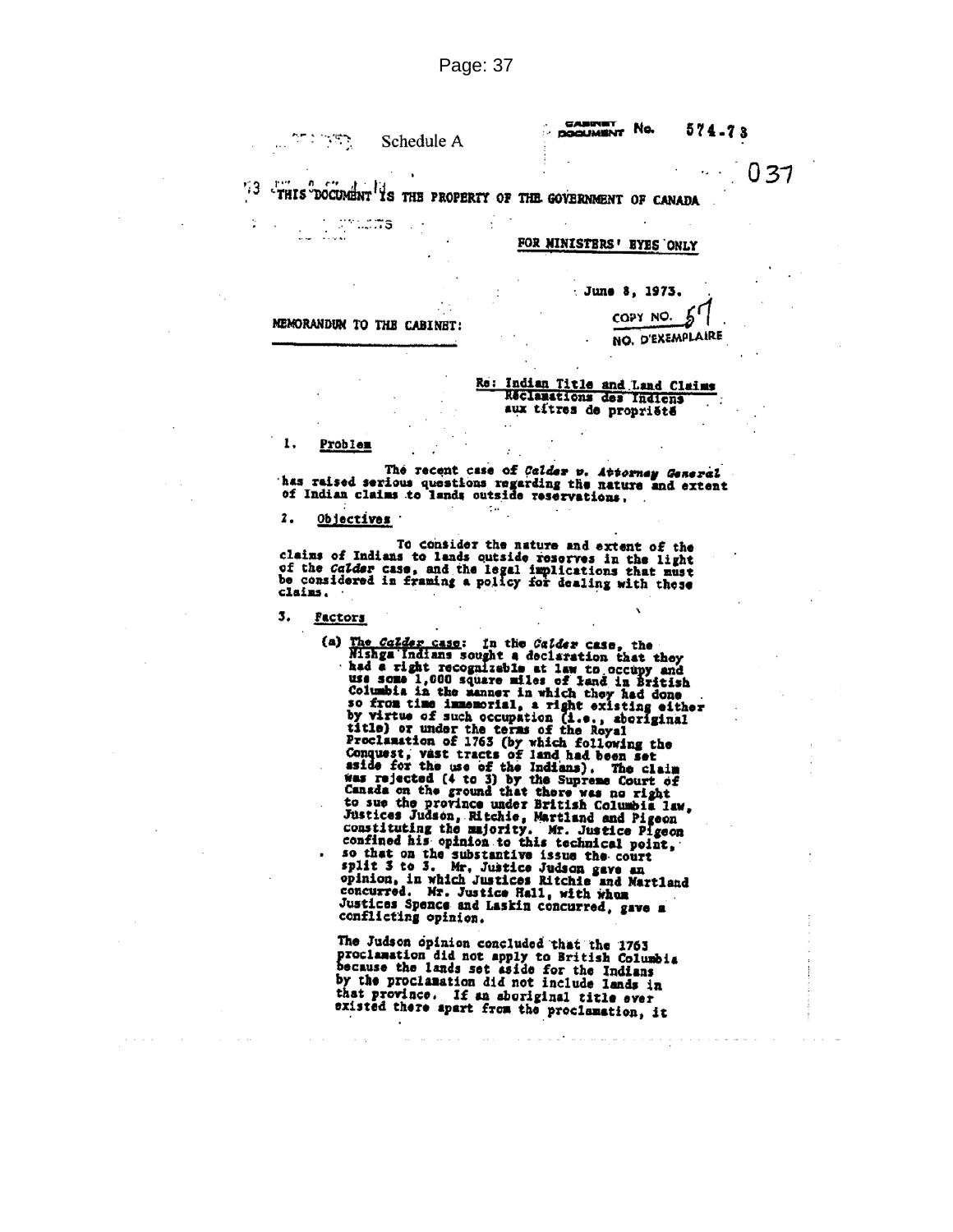Schedule A

CABINET DOCUMENT No. 574-73

THIS DOCUMENT IS THE PROPERTY OF THE GOVERNMENT OF CANADA

FOR MINISTERS' EYES ONLY

June 8, 1973.

COPY NO. 57
NO. D'EXEMPLAIRE

MEMORANDUM TO THE CABINET:

**Re: Indian Title and Land Claims**
**Réclamations des Indiens aux titres de propriété**

1. **Problem**

The recent case of *Calder v. Attorney General* has raised serious questions regarding the nature and extent of Indian claims to lands outside reservations.

2. **Objectives**

To consider the nature and extent of the claims of Indians to lands outside reserves in the light of the *Calder* case, and the legal implications that must be considered in framing a policy for dealing with these claims.

3. **Factors**

(a) The *Calder* case: In the *Calder* case, the Nishga Indians sought a declaration that they had a right recognizable at law to occupy and use some 1,000 square miles of land in British Columbia in the manner in which they had done so from time immemorial, a right existing either by virtue of such occupation (i.e., aboriginal title) or under the terms of the Royal Proclamation of 1763 (by which following the Conquest, vast tracts of land had been set aside for the use of the Indians). The claim was rejected (4 to 3) by the Supreme Court of Canada on the ground that there was no right to sue the province under British Columbia law, Justices Judson, Ritchie, Martland and Pigeon constituting the majority. Mr. Justice Pigeon confined his opinion to this technical point, so that on the substantive issue the court split 3 to 3. Mr. Justice Judson gave an opinion, in which Justices Ritchie and Martland concurred. Mr. Justice Hall, with whom Justices Spence and Laskin concurred, gave a conflicting opinion.

The Judson opinion concluded that the 1763 proclamation did not apply to British Columbia because the lands set aside for the Indians by the proclamation did not include lands in that province. If an aboriginal title ever existed there apart from the proclamation, it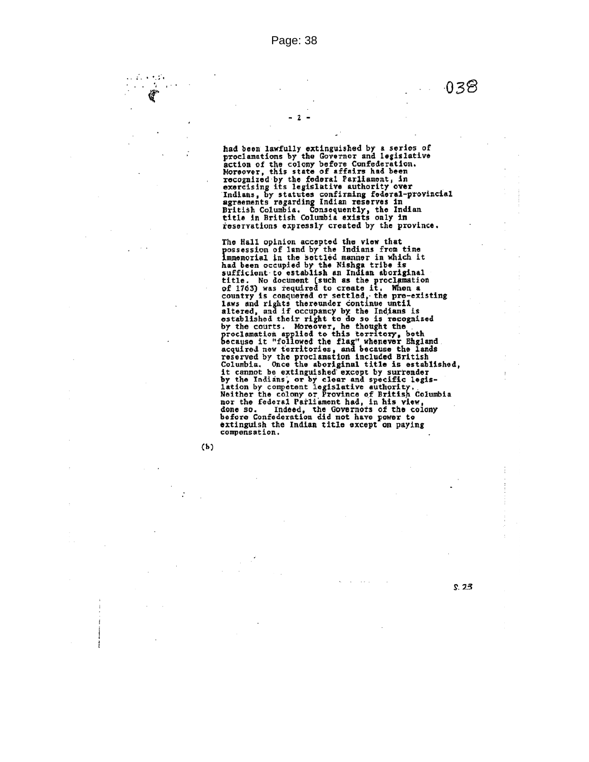had been lawfully extinguished by a series of proclamations by the Governor and legislative action of the colony before Confederation. Moreover, this state of affairs had been recognized by the federal Parliament, in exercising its legislative authority over Indians, by statutes confirming federal-provincial agreements regarding Indian reserves in British Columbia. Consequently, the Indian title in British Columbia exists only in reservations expressly created by the province.

The Hall opinion accepted the view that possession of land by the Indians from time immemorial in the settled manner in which it had been occupied by the Nishga tribe is sufficient to establish an Indian aboriginal title. No document (such as the proclamation of 1763) was required to create it. When a country is conquered or settled, the pre-existing laws and rights thereunder continue until altered, and if occupancy by the Indians is established their right to do so is recognized by the courts. Moreover, he thought the proclamation applied to this territory, both because it "followed the flag" whenever England acquired new territories, and because the lands reserved by the proclamation included British Columbia. Once the aboriginal title is established, it cannot be extinguished except by surrender by the Indians, or by clear and specific legislation by competent legislative authority. Neither the colony or Province of British Columbia nor the federal Parliament had, in his view, done so. Indeed, the Governors of the colony before Confederation did not have power to extinguish the Indian title except on paying compensation.

(b)

S. 23